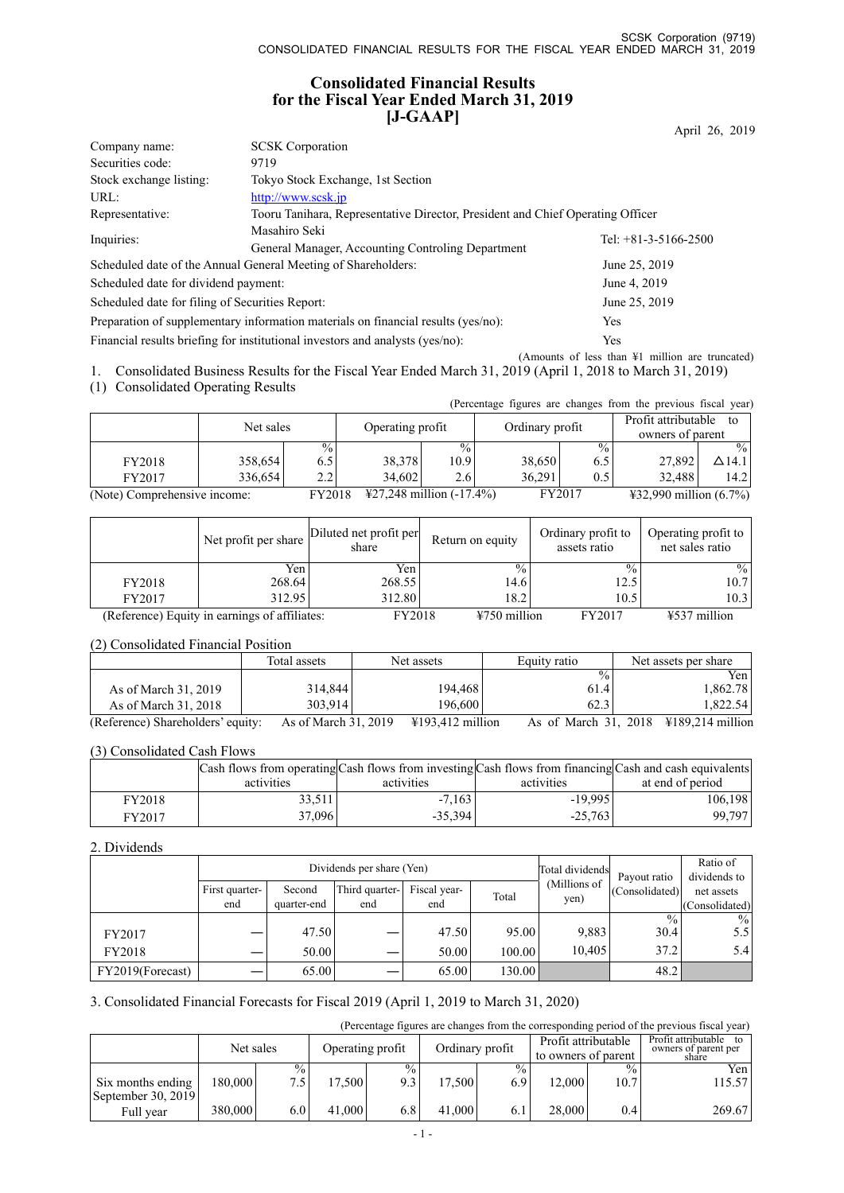# Consolidated Financial Results for the Fiscal Year Ended March 31, 2019 [J-GAAP]

April 26, 2019

| | | |
|---|---|---|
| Company name: | SCSK Corporation | |
| Securities code: | 9719 | |
| Stock exchange listing: | Tokyo Stock Exchange, 1st Section | |
| URL: | http://www.scsk.jp | |
| Representative: | Tooru Tanihara, Representative Director, President and Chief Operating Officer | |
| Inquiries: | Masahiro Seki General Manager, Accounting Controling Department | Tel: +81-3-5166-2500 |
| Scheduled date of the Annual General Meeting of Shareholders: | | June 25, 2019 |
| Scheduled date for dividend payment: | | June 4, 2019 |
| Scheduled date for filing of Securities Report: | | June 25, 2019 |
| Preparation of supplementary information materials on financial results (yes/no): | | Yes |
| Financial results briefing for institutional investors and analysts (yes/no): | | Yes |

(Amounts of less than ¥1 million are truncated)

1. Consolidated Business Results for the Fiscal Year Ended March 31, 2019 (April 1, 2018 to March 31, 2019)

(1) Consolidated Operating Results

(Percentage figures are changes from the previous fiscal year)

| | Net sales | | Operating profit | | Ordinary profit | | Profit attributable to owners of parent | |
|---|---|---|---|---|---|---|---|---|
| | | % | | % | | % | | % |
| FY2018 | 358,654 | 6.5 | 38,378 | 10.9 | 38,650 | 6.5 | 27,892 | △14.1 |
| FY2017 | 336,654 | 2.2 | 34,602 | 2.6 | 36,291 | 0.5 | 32,488 | 14.2 |

(Note) Comprehensive income: FY2018 ¥27,248 million (-17.4%) FY2017 ¥32,990 million (6.7%)

| | Net profit per share | Diluted net profit per share | Return on equity | Ordinary profit to assets ratio | Operating profit to net sales ratio |
|---|---|---|---|---|---|
| | Yen | Yen | % | % | % |
| FY2018 | 268.64 | 268.55 | 14.6 | 12.5 | 10.7 |
| FY2017 | 312.95 | 312.80 | 18.2 | 10.5 | 10.3 |

(Reference) Equity in earnings of affiliates: FY2018 ¥750 million FY2017 ¥537 million

(2) Consolidated Financial Position

| | Total assets | Net assets | Equity ratio | Net assets per share |
|---|---|---|---|---|
| | | | % | Yen |
| As of March 31, 2019 | 314,844 | 194,468 | 61.4 | 1,862.78 |
| As of March 31, 2018 | 303,914 | 196,600 | 62.3 | 1,822.54 |

(Reference) Shareholders' equity: As of March 31, 2019 ¥193,412 million As of March 31, 2018 ¥189,214 million

(3) Consolidated Cash Flows

| | Cash flows from operating activities | Cash flows from investing activities | Cash flows from financing activities | Cash and cash equivalents at end of period |
|---|---|---|---|---|
| FY2018 | 33,511 | -7,163 | -19,995 | 106,198 |
| FY2017 | 37,096 | -35,394 | -25,763 | 99,797 |

2. Dividends

| | Dividends per share (Yen) | | | | | Total dividends (Millions of yen) | Payout ratio (Consolidated) | Ratio of dividends to net assets (Consolidated) |
|---|---|---|---|---|---|---|---|---|
| | First quarter-end | Second quarter-end | Third quarter-end | Fiscal year-end | Total | | | |
| | | | | | | | % | % |
| FY2017 | ― | 47.50 | ― | 47.50 | 95.00 | 9,883 | 30.4 | 5.5 |
| FY2018 | ― | 50.00 | ― | 50.00 | 100.00 | 10,405 | 37.2 | 5.4 |
| FY2019(Forecast) | ― | 65.00 | ― | 65.00 | 130.00 | | 48.2 | |

3. Consolidated Financial Forecasts for Fiscal 2019 (April 1, 2019 to March 31, 2020)

(Percentage figures are changes from the corresponding period of the previous fiscal year)

| | Net sales | | Operating profit | | Ordinary profit | | Profit attributable to owners of parent | | Profit attributable to owners of parent per share |
|---|---|---|---|---|---|---|---|---|---|
| | | % | | % | | % | | % | Yen |
| Six months ending September 30, 2019 | 180,000 | 7.5 | 17,500 | 9.3 | 17,500 | 6.9 | 12,000 | 10.7 | 115.57 |
| Full year | 380,000 | 6.0 | 41,000 | 6.8 | 41,000 | 6.1 | 28,000 | 0.4 | 269.67 |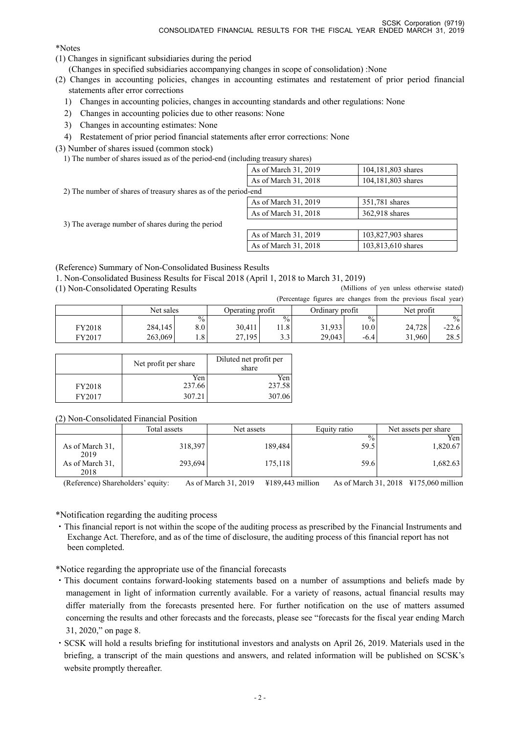*Notes

(1) Changes in significant subsidiaries during the period
  (Changes in specified subsidiaries accompanying changes in scope of consolidation) :None

(2) Changes in accounting policies, changes in accounting estimates and restatement of prior period financial statements after error corrections

1) Changes in accounting policies, changes in accounting standards and other regulations: None
2) Changes in accounting policies due to other reasons: None
3) Changes in accounting estimates: None
4) Restatement of prior period financial statements after error corrections: None

(3) Number of shares issued (common stock)

| | | |
|---|---|---|
| 1) The number of shares issued as of the period-end (including treasury shares) | As of March 31, 2019 | 104,181,803 shares |
| | As of March 31, 2018 | 104,181,803 shares |
| 2) The number of shares of treasury shares as of the period-end | As of March 31, 2019 | 351,781 shares |
| | As of March 31, 2018 | 362,918 shares |
| 3) The average number of shares during the period | As of March 31, 2019 | 103,827,903 shares |
| | As of March 31, 2018 | 103,813,610 shares |

(Reference) Summary of Non-Consolidated Business Results

1. Non-Consolidated Business Results for Fiscal 2018 (April 1, 2018 to March 31, 2019)

(1) Non-Consolidated Operating Results

(Millions of yen unless otherwise stated)
(Percentage figures are changes from the previous fiscal year)

| | Net sales | | Operating profit | | Ordinary profit | | Net profit | |
|---|---|---|---|---|---|---|---|---|
| | | % | | % | | % | | % |
| FY2018 | 284,145 | 8.0 | 30,411 | 11.8 | 31,933 | 10.0 | 24,728 | -22.6 |
| FY2017 | 263,069 | 1.8 | 27,195 | 3.3 | 29,043 | -6.4 | 31,960 | 28.5 |

| | Net profit per share | Diluted net profit per share |
|---|---|---|
| | Yen | Yen |
| FY2018 | 237.66 | 237.58 |
| FY2017 | 307.21 | 307.06 |

(2) Non-Consolidated Financial Position

| | Total assets | Net assets | Equity ratio | Net assets per share |
|---|---|---|---|---|
| | | | % | Yen |
| As of March 31, 2019 | 318,397 | 189,484 | 59.5 | 1,820.67 |
| As of March 31, 2018 | 293,694 | 175,118 | 59.6 | 1,682.63 |

(Reference) Shareholders' equity: As of March 31, 2019 ¥189,443 million As of March 31, 2018 ¥175,060 million

*Notification regarding the auditing process

・This financial report is not within the scope of the auditing process as prescribed by the Financial Instruments and Exchange Act. Therefore, and as of the time of disclosure, the auditing process of this financial report has not been completed.

*Notice regarding the appropriate use of the financial forecasts

・This document contains forward-looking statements based on a number of assumptions and beliefs made by management in light of information currently available. For a variety of reasons, actual financial results may differ materially from the forecasts presented here. For further notification on the use of matters assumed concerning the results and other forecasts and the forecasts, please see "forecasts for the fiscal year ending March 31, 2020," on page 8.

・SCSK will hold a results briefing for institutional investors and analysts on April 26, 2019. Materials used in the briefing, a transcript of the main questions and answers, and related information will be published on SCSK's website promptly thereafter.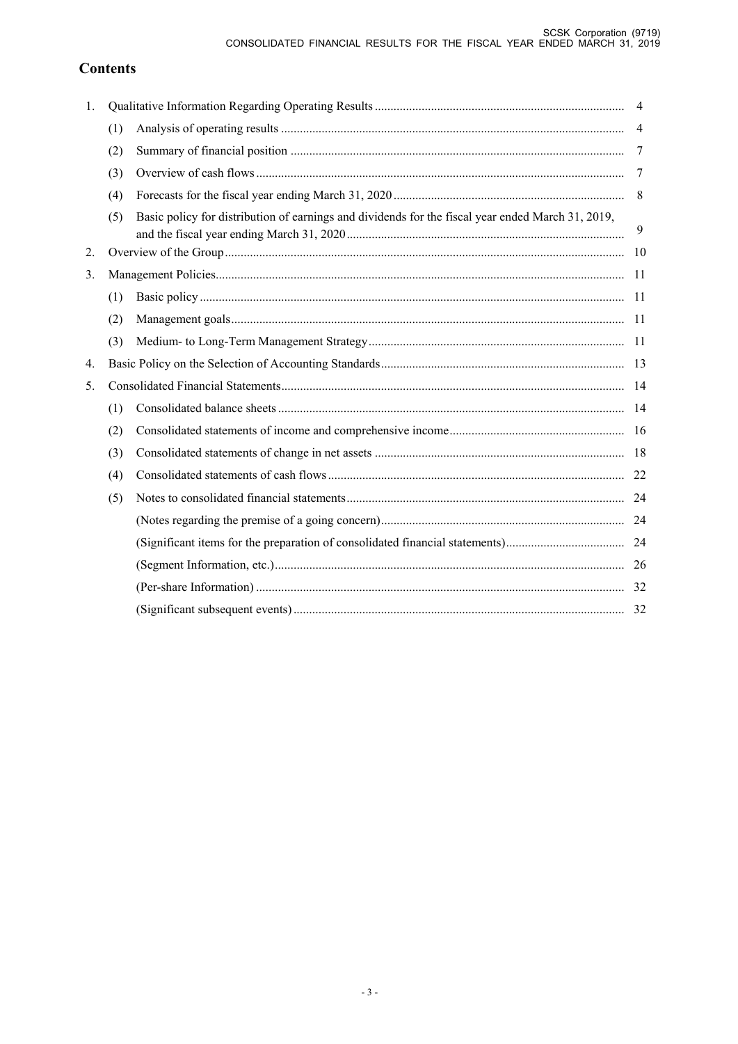## Contents

| | | | |
|---|---|---|---|
| 1. | Qualitative Information Regarding Operating Results | | 4 |
| | (1) | Analysis of operating results | 4 |
| | (2) | Summary of financial position | 7 |
| | (3) | Overview of cash flows | 7 |
| | (4) | Forecasts for the fiscal year ending March 31, 2020 | 8 |
| | (5) | Basic policy for distribution of earnings and dividends for the fiscal year ended March 31, 2019, and the fiscal year ending March 31, 2020 | 9 |
| 2. | Overview of the Group | | 10 |
| 3. | Management Policies | | 11 |
| | (1) | Basic policy | 11 |
| | (2) | Management goals | 11 |
| | (3) | Medium- to Long-Term Management Strategy | 11 |
| 4. | Basic Policy on the Selection of Accounting Standards | | 13 |
| 5. | Consolidated Financial Statements | | 14 |
| | (1) | Consolidated balance sheets | 14 |
| | (2) | Consolidated statements of income and comprehensive income | 16 |
| | (3) | Consolidated statements of change in net assets | 18 |
| | (4) | Consolidated statements of cash flows | 22 |
| | (5) | Notes to consolidated financial statements | 24 |
| | | (Notes regarding the premise of a going concern) | 24 |
| | | (Significant items for the preparation of consolidated financial statements) | 24 |
| | | (Segment Information, etc.) | 26 |
| | | (Per-share Information) | 32 |
| | | (Significant subsequent events) | 32 |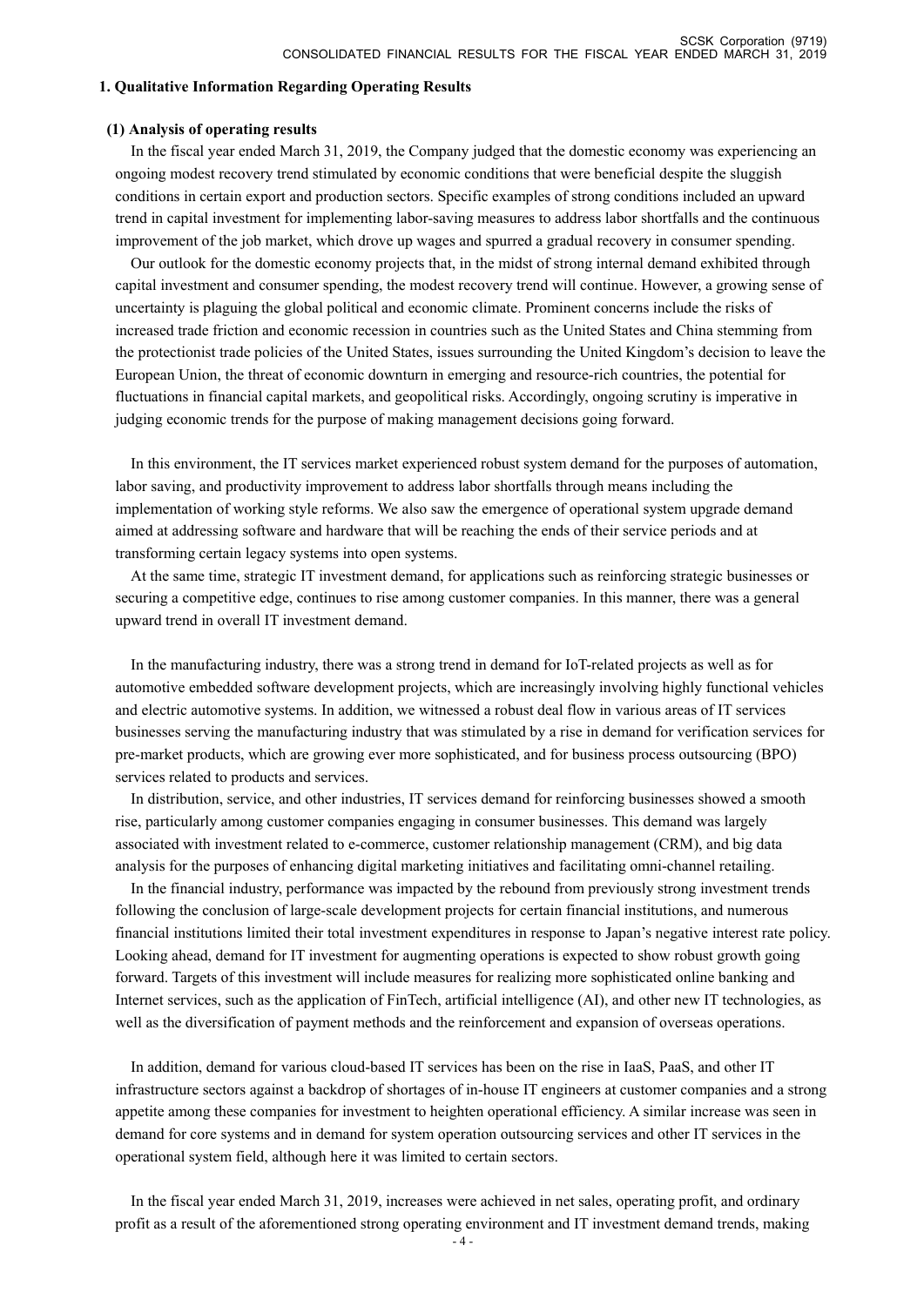## 1. Qualitative Information Regarding Operating Results

### (1) Analysis of operating results

In the fiscal year ended March 31, 2019, the Company judged that the domestic economy was experiencing an ongoing modest recovery trend stimulated by economic conditions that were beneficial despite the sluggish conditions in certain export and production sectors. Specific examples of strong conditions included an upward trend in capital investment for implementing labor-saving measures to address labor shortfalls and the continuous improvement of the job market, which drove up wages and spurred a gradual recovery in consumer spending.

Our outlook for the domestic economy projects that, in the midst of strong internal demand exhibited through capital investment and consumer spending, the modest recovery trend will continue. However, a growing sense of uncertainty is plaguing the global political and economic climate. Prominent concerns include the risks of increased trade friction and economic recession in countries such as the United States and China stemming from the protectionist trade policies of the United States, issues surrounding the United Kingdom's decision to leave the European Union, the threat of economic downturn in emerging and resource-rich countries, the potential for fluctuations in financial capital markets, and geopolitical risks. Accordingly, ongoing scrutiny is imperative in judging economic trends for the purpose of making management decisions going forward.

In this environment, the IT services market experienced robust system demand for the purposes of automation, labor saving, and productivity improvement to address labor shortfalls through means including the implementation of working style reforms. We also saw the emergence of operational system upgrade demand aimed at addressing software and hardware that will be reaching the ends of their service periods and at transforming certain legacy systems into open systems.

At the same time, strategic IT investment demand, for applications such as reinforcing strategic businesses or securing a competitive edge, continues to rise among customer companies. In this manner, there was a general upward trend in overall IT investment demand.

In the manufacturing industry, there was a strong trend in demand for IoT-related projects as well as for automotive embedded software development projects, which are increasingly involving highly functional vehicles and electric automotive systems. In addition, we witnessed a robust deal flow in various areas of IT services businesses serving the manufacturing industry that was stimulated by a rise in demand for verification services for pre-market products, which are growing ever more sophisticated, and for business process outsourcing (BPO) services related to products and services.

In distribution, service, and other industries, IT services demand for reinforcing businesses showed a smooth rise, particularly among customer companies engaging in consumer businesses. This demand was largely associated with investment related to e-commerce, customer relationship management (CRM), and big data analysis for the purposes of enhancing digital marketing initiatives and facilitating omni-channel retailing.

In the financial industry, performance was impacted by the rebound from previously strong investment trends following the conclusion of large-scale development projects for certain financial institutions, and numerous financial institutions limited their total investment expenditures in response to Japan's negative interest rate policy. Looking ahead, demand for IT investment for augmenting operations is expected to show robust growth going forward. Targets of this investment will include measures for realizing more sophisticated online banking and Internet services, such as the application of FinTech, artificial intelligence (AI), and other new IT technologies, as well as the diversification of payment methods and the reinforcement and expansion of overseas operations.

In addition, demand for various cloud-based IT services has been on the rise in IaaS, PaaS, and other IT infrastructure sectors against a backdrop of shortages of in-house IT engineers at customer companies and a strong appetite among these companies for investment to heighten operational efficiency. A similar increase was seen in demand for core systems and in demand for system operation outsourcing services and other IT services in the operational system field, although here it was limited to certain sectors.

In the fiscal year ended March 31, 2019, increases were achieved in net sales, operating profit, and ordinary profit as a result of the aforementioned strong operating environment and IT investment demand trends, making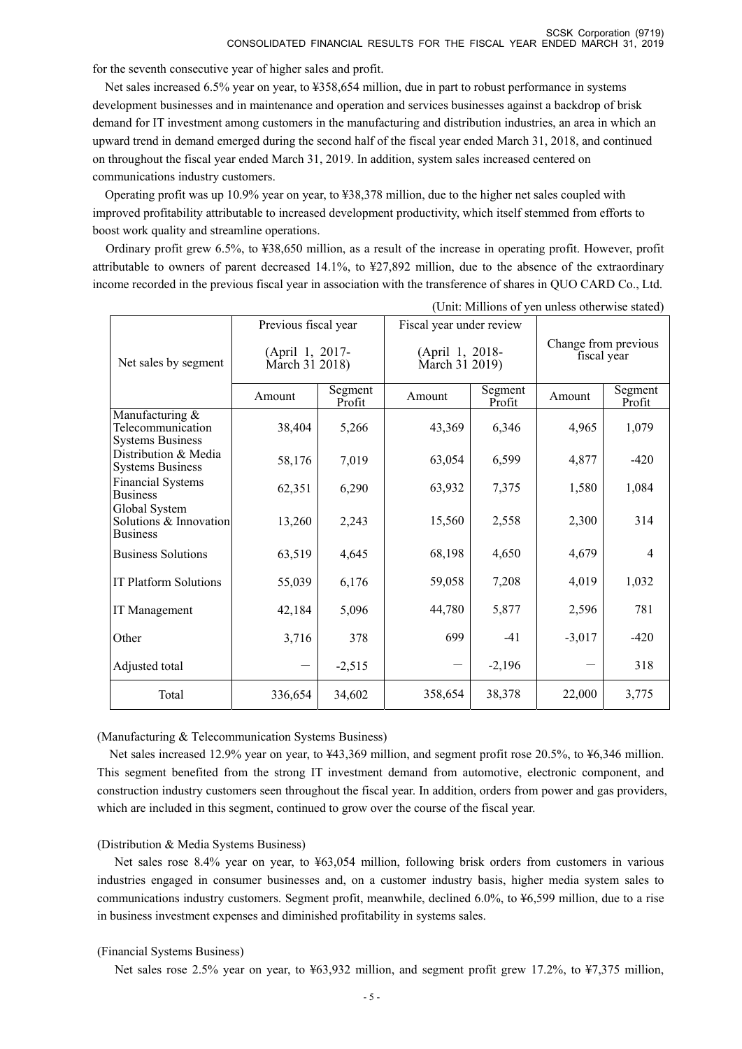for the seventh consecutive year of higher sales and profit.

Net sales increased 6.5% year on year, to ¥358,654 million, due in part to robust performance in systems development businesses and in maintenance and operation and services businesses against a backdrop of brisk demand for IT investment among customers in the manufacturing and distribution industries, an area in which an upward trend in demand emerged during the second half of the fiscal year ended March 31, 2018, and continued on throughout the fiscal year ended March 31, 2019. In addition, system sales increased centered on communications industry customers.

Operating profit was up 10.9% year on year, to ¥38,378 million, due to the higher net sales coupled with improved profitability attributable to increased development productivity, which itself stemmed from efforts to boost work quality and streamline operations.

Ordinary profit grew 6.5%, to ¥38,650 million, as a result of the increase in operating profit. However, profit attributable to owners of parent decreased 14.1%, to ¥27,892 million, due to the absence of the extraordinary income recorded in the previous fiscal year in association with the transference of shares in QUO CARD Co., Ltd.

(Unit: Millions of yen unless otherwise stated)

| Net sales by segment | Previous fiscal year (April 1, 2017- March 31 2018) | | Fiscal year under review (April 1, 2018- March 31 2019) | | Change from previous fiscal year | |
|---|---|---|---|---|---|---|
| | Amount | Segment Profit | Amount | Segment Profit | Amount | Segment Profit |
| Manufacturing & Telecommunication Systems Business | 38,404 | 5,266 | 43,369 | 6,346 | 4,965 | 1,079 |
| Distribution & Media Systems Business | 58,176 | 7,019 | 63,054 | 6,599 | 4,877 | -420 |
| Financial Systems Business | 62,351 | 6,290 | 63,932 | 7,375 | 1,580 | 1,084 |
| Global System Solutions & Innovation Business | 13,260 | 2,243 | 15,560 | 2,558 | 2,300 | 314 |
| Business Solutions | 63,519 | 4,645 | 68,198 | 4,650 | 4,679 | 4 |
| IT Platform Solutions | 55,039 | 6,176 | 59,058 | 7,208 | 4,019 | 1,032 |
| IT Management | 42,184 | 5,096 | 44,780 | 5,877 | 2,596 | 781 |
| Other | 3,716 | 378 | 699 | -41 | -3,017 | -420 |
| Adjusted total | — | -2,515 | — | -2,196 | — | 318 |
| Total | 336,654 | 34,602 | 358,654 | 38,378 | 22,000 | 3,775 |

(Manufacturing & Telecommunication Systems Business)

Net sales increased 12.9% year on year, to ¥43,369 million, and segment profit rose 20.5%, to ¥6,346 million. This segment benefited from the strong IT investment demand from automotive, electronic component, and construction industry customers seen throughout the fiscal year. In addition, orders from power and gas providers, which are included in this segment, continued to grow over the course of the fiscal year.

(Distribution & Media Systems Business)

Net sales rose 8.4% year on year, to ¥63,054 million, following brisk orders from customers in various industries engaged in consumer businesses and, on a customer industry basis, higher media system sales to communications industry customers. Segment profit, meanwhile, declined 6.0%, to ¥6,599 million, due to a rise in business investment expenses and diminished profitability in systems sales.

(Financial Systems Business)

Net sales rose 2.5% year on year, to ¥63,932 million, and segment profit grew 17.2%, to ¥7,375 million,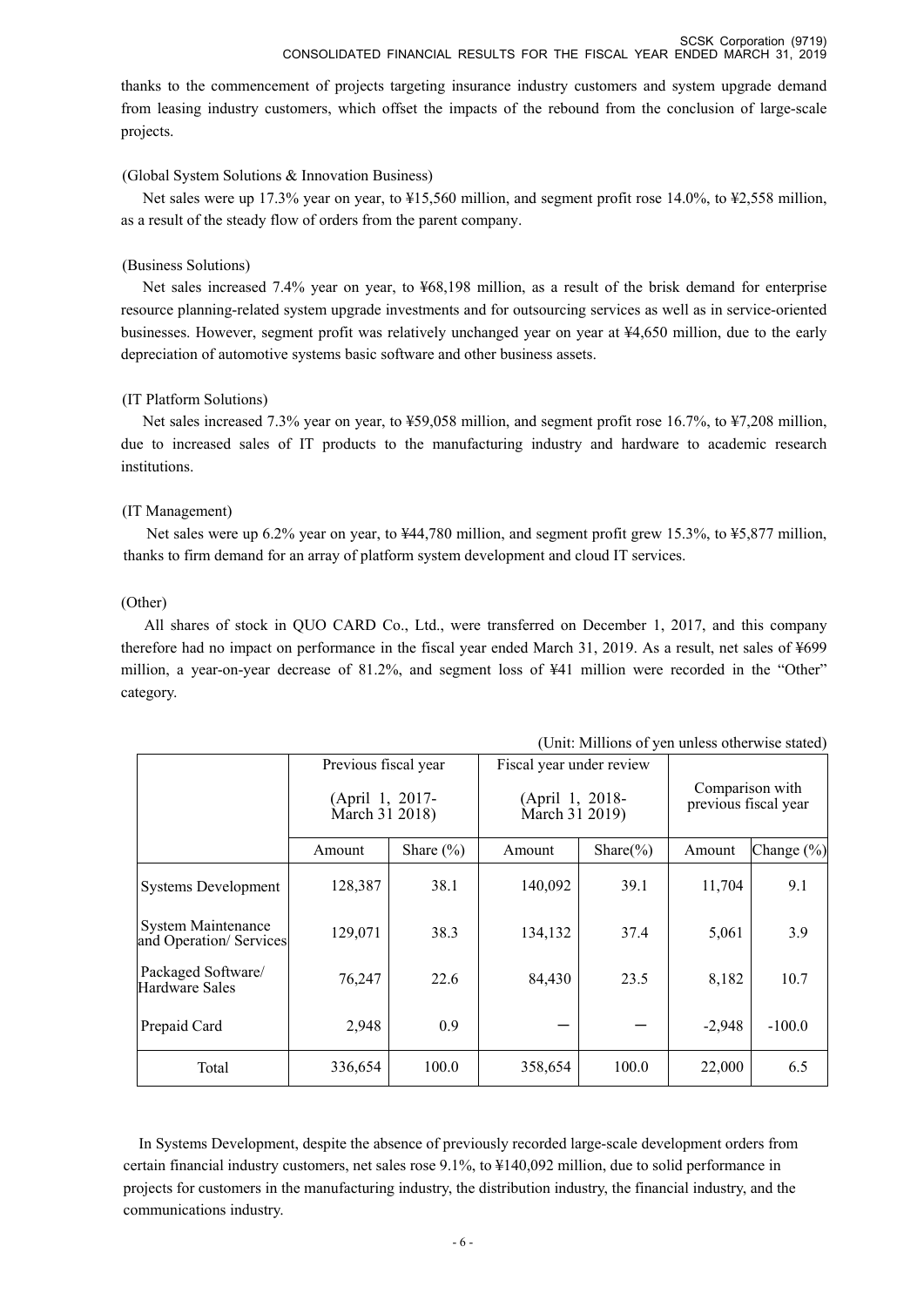thanks to the commencement of projects targeting insurance industry customers and system upgrade demand from leasing industry customers, which offset the impacts of the rebound from the conclusion of large-scale projects.

(Global System Solutions & Innovation Business)

Net sales were up 17.3% year on year, to ¥15,560 million, and segment profit rose 14.0%, to ¥2,558 million, as a result of the steady flow of orders from the parent company.

(Business Solutions)

Net sales increased 7.4% year on year, to ¥68,198 million, as a result of the brisk demand for enterprise resource planning-related system upgrade investments and for outsourcing services as well as in service-oriented businesses. However, segment profit was relatively unchanged year on year at ¥4,650 million, due to the early depreciation of automotive systems basic software and other business assets.

(IT Platform Solutions)

Net sales increased 7.3% year on year, to ¥59,058 million, and segment profit rose 16.7%, to ¥7,208 million, due to increased sales of IT products to the manufacturing industry and hardware to academic research institutions.

(IT Management)

Net sales were up 6.2% year on year, to ¥44,780 million, and segment profit grew 15.3%, to ¥5,877 million, thanks to firm demand for an array of platform system development and cloud IT services.

(Other)

All shares of stock in QUO CARD Co., Ltd., were transferred on December 1, 2017, and this company therefore had no impact on performance in the fiscal year ended March 31, 2019. As a result, net sales of ¥699 million, a year-on-year decrease of 81.2%, and segment loss of ¥41 million were recorded in the "Other" category.

(Unit: Millions of yen unless otherwise stated)

| | Previous fiscal year (April 1, 2017- March 31 2018) | | Fiscal year under review (April 1, 2018- March 31 2019) | | Comparison with previous fiscal year | |
|---|---|---|---|---|---|---|
| | Amount | Share (%) | Amount | Share(%) | Amount | Change (%) |
| Systems Development | 128,387 | 38.1 | 140,092 | 39.1 | 11,704 | 9.1 |
| System Maintenance and Operation/ Services | 129,071 | 38.3 | 134,132 | 37.4 | 5,061 | 3.9 |
| Packaged Software/ Hardware Sales | 76,247 | 22.6 | 84,430 | 23.5 | 8,182 | 10.7 |
| Prepaid Card | 2,948 | 0.9 | ― | ― | -2,948 | -100.0 |
| Total | 336,654 | 100.0 | 358,654 | 100.0 | 22,000 | 6.5 |

In Systems Development, despite the absence of previously recorded large-scale development orders from certain financial industry customers, net sales rose 9.1%, to ¥140,092 million, due to solid performance in projects for customers in the manufacturing industry, the distribution industry, the financial industry, and the communications industry.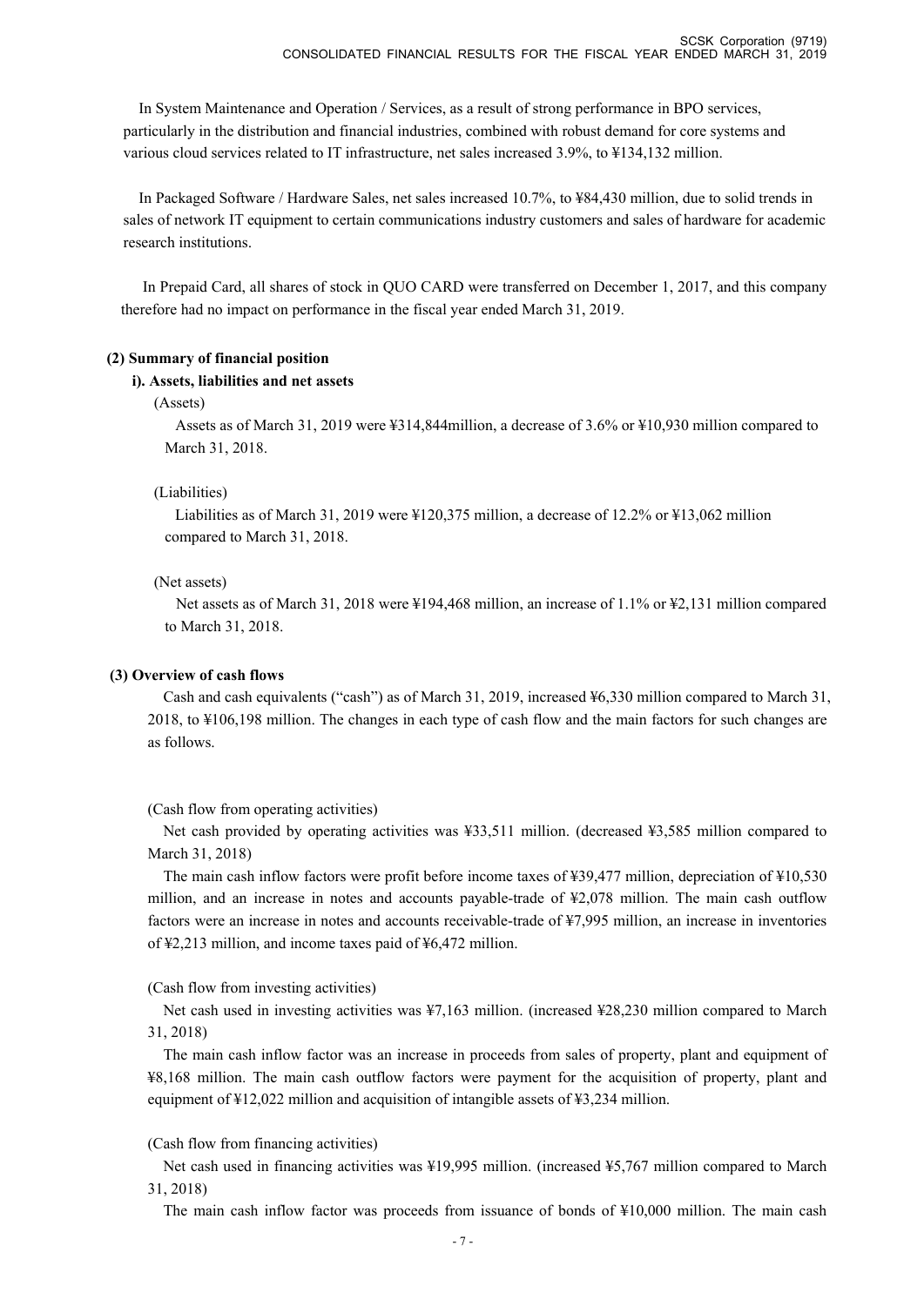In System Maintenance and Operation / Services, as a result of strong performance in BPO services, particularly in the distribution and financial industries, combined with robust demand for core systems and various cloud services related to IT infrastructure, net sales increased 3.9%, to ¥134,132 million.

In Packaged Software / Hardware Sales, net sales increased 10.7%, to ¥84,430 million, due to solid trends in sales of network IT equipment to certain communications industry customers and sales of hardware for academic research institutions.

In Prepaid Card, all shares of stock in QUO CARD were transferred on December 1, 2017, and this company therefore had no impact on performance in the fiscal year ended March 31, 2019.

**(2) Summary of financial position**

**i). Assets, liabilities and net assets**

(Assets)

Assets as of March 31, 2019 were ¥314,844million, a decrease of 3.6% or ¥10,930 million compared to March 31, 2018.

(Liabilities)

Liabilities as of March 31, 2019 were ¥120,375 million, a decrease of 12.2% or ¥13,062 million compared to March 31, 2018.

(Net assets)

Net assets as of March 31, 2018 were ¥194,468 million, an increase of 1.1% or ¥2,131 million compared to March 31, 2018.

**(3) Overview of cash flows**

Cash and cash equivalents ("cash") as of March 31, 2019, increased ¥6,330 million compared to March 31, 2018, to ¥106,198 million. The changes in each type of cash flow and the main factors for such changes are as follows.

(Cash flow from operating activities)

Net cash provided by operating activities was ¥33,511 million. (decreased ¥3,585 million compared to March 31, 2018)

The main cash inflow factors were profit before income taxes of ¥39,477 million, depreciation of ¥10,530 million, and an increase in notes and accounts payable-trade of ¥2,078 million. The main cash outflow factors were an increase in notes and accounts receivable-trade of ¥7,995 million, an increase in inventories of ¥2,213 million, and income taxes paid of ¥6,472 million.

(Cash flow from investing activities)

Net cash used in investing activities was ¥7,163 million. (increased ¥28,230 million compared to March 31, 2018)

The main cash inflow factor was an increase in proceeds from sales of property, plant and equipment of ¥8,168 million. The main cash outflow factors were payment for the acquisition of property, plant and equipment of ¥12,022 million and acquisition of intangible assets of ¥3,234 million.

(Cash flow from financing activities)

Net cash used in financing activities was ¥19,995 million. (increased ¥5,767 million compared to March 31, 2018)

The main cash inflow factor was proceeds from issuance of bonds of ¥10,000 million. The main cash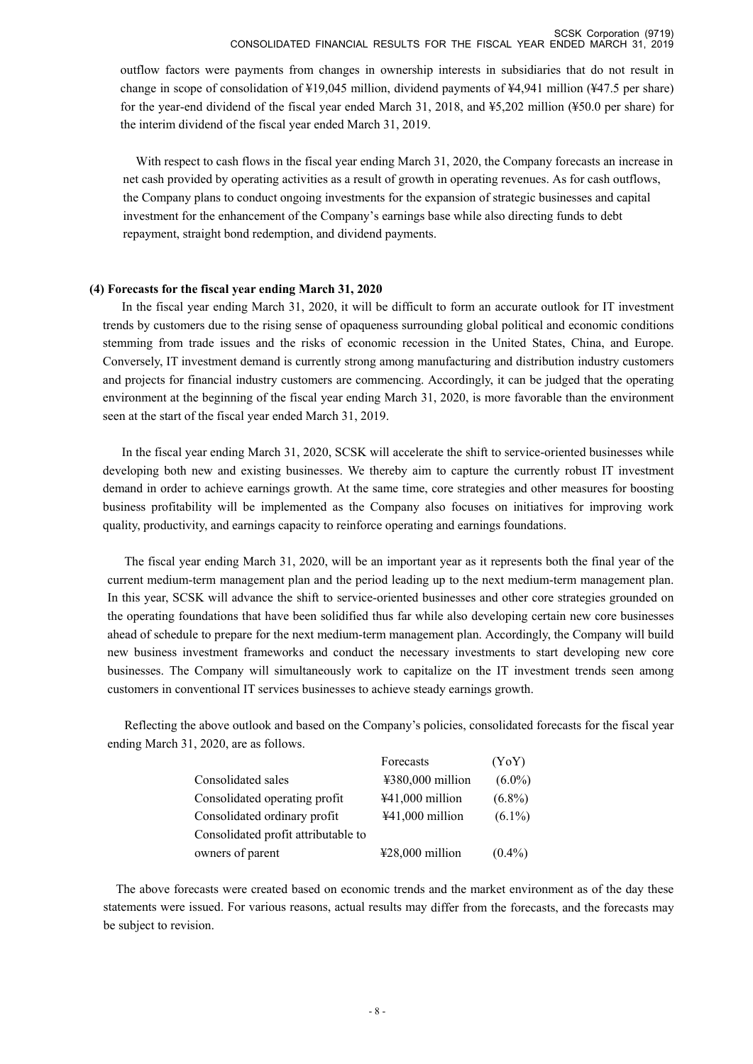outflow factors were payments from changes in ownership interests in subsidiaries that do not result in change in scope of consolidation of ¥19,045 million, dividend payments of ¥4,941 million (¥47.5 per share) for the year-end dividend of the fiscal year ended March 31, 2018, and ¥5,202 million (¥50.0 per share) for the interim dividend of the fiscal year ended March 31, 2019.

With respect to cash flows in the fiscal year ending March 31, 2020, the Company forecasts an increase in net cash provided by operating activities as a result of growth in operating revenues. As for cash outflows, the Company plans to conduct ongoing investments for the expansion of strategic businesses and capital investment for the enhancement of the Company's earnings base while also directing funds to debt repayment, straight bond redemption, and dividend payments.

### (4) Forecasts for the fiscal year ending March 31, 2020

In the fiscal year ending March 31, 2020, it will be difficult to form an accurate outlook for IT investment trends by customers due to the rising sense of opaqueness surrounding global political and economic conditions stemming from trade issues and the risks of economic recession in the United States, China, and Europe. Conversely, IT investment demand is currently strong among manufacturing and distribution industry customers and projects for financial industry customers are commencing. Accordingly, it can be judged that the operating environment at the beginning of the fiscal year ending March 31, 2020, is more favorable than the environment seen at the start of the fiscal year ended March 31, 2019.

In the fiscal year ending March 31, 2020, SCSK will accelerate the shift to service-oriented businesses while developing both new and existing businesses. We thereby aim to capture the currently robust IT investment demand in order to achieve earnings growth. At the same time, core strategies and other measures for boosting business profitability will be implemented as the Company also focuses on initiatives for improving work quality, productivity, and earnings capacity to reinforce operating and earnings foundations.

The fiscal year ending March 31, 2020, will be an important year as it represents both the final year of the current medium-term management plan and the period leading up to the next medium-term management plan. In this year, SCSK will advance the shift to service-oriented businesses and other core strategies grounded on the operating foundations that have been solidified thus far while also developing certain new core businesses ahead of schedule to prepare for the next medium-term management plan. Accordingly, the Company will build new business investment frameworks and conduct the necessary investments to start developing new core businesses. The Company will simultaneously work to capitalize on the IT investment trends seen among customers in conventional IT services businesses to achieve steady earnings growth.

Reflecting the above outlook and based on the Company's policies, consolidated forecasts for the fiscal year ending March 31, 2020, are as follows.

| | Forecasts | (YoY) |
|---|---|---|
| Consolidated sales | ¥380,000 million | (6.0%) |
| Consolidated operating profit | ¥41,000 million | (6.8%) |
| Consolidated ordinary profit | ¥41,000 million | (6.1%) |
| Consolidated profit attributable to owners of parent | ¥28,000 million | (0.4%) |

The above forecasts were created based on economic trends and the market environment as of the day these statements were issued. For various reasons, actual results may differ from the forecasts, and the forecasts may be subject to revision.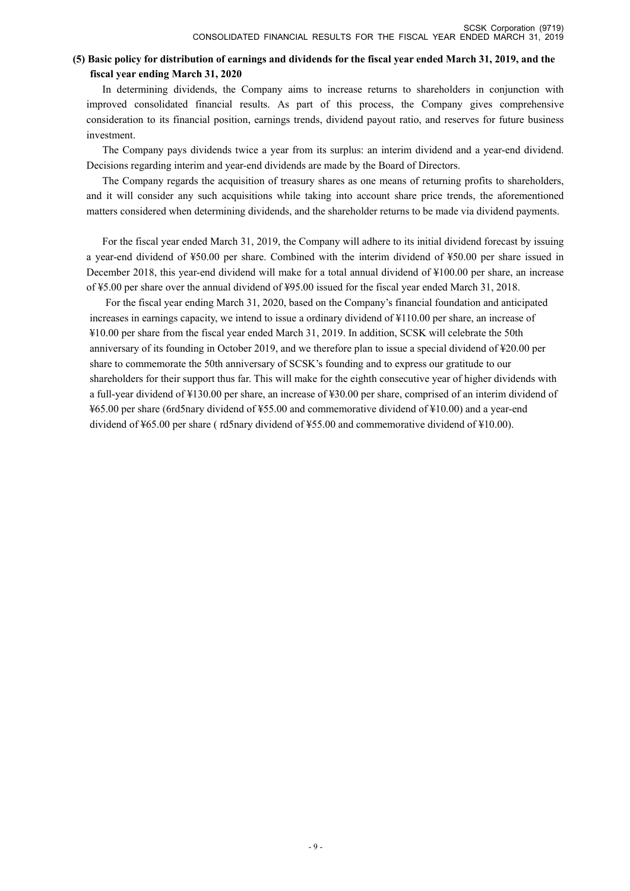## (5) Basic policy for distribution of earnings and dividends for the fiscal year ended March 31, 2019, and the fiscal year ending March 31, 2020

In determining dividends, the Company aims to increase returns to shareholders in conjunction with improved consolidated financial results. As part of this process, the Company gives comprehensive consideration to its financial position, earnings trends, dividend payout ratio, and reserves for future business investment.

The Company pays dividends twice a year from its surplus: an interim dividend and a year-end dividend. Decisions regarding interim and year-end dividends are made by the Board of Directors.

The Company regards the acquisition of treasury shares as one means of returning profits to shareholders, and it will consider any such acquisitions while taking into account share price trends, the aforementioned matters considered when determining dividends, and the shareholder returns to be made via dividend payments.

For the fiscal year ended March 31, 2019, the Company will adhere to its initial dividend forecast by issuing a year-end dividend of ¥50.00 per share. Combined with the interim dividend of ¥50.00 per share issued in December 2018, this year-end dividend will make for a total annual dividend of ¥100.00 per share, an increase of ¥5.00 per share over the annual dividend of ¥95.00 issued for the fiscal year ended March 31, 2018.

For the fiscal year ending March 31, 2020, based on the Company's financial foundation and anticipated increases in earnings capacity, we intend to issue a ordinary dividend of ¥110.00 per share, an increase of ¥10.00 per share from the fiscal year ended March 31, 2019. In addition, SCSK will celebrate the 50th anniversary of its founding in October 2019, and we therefore plan to issue a special dividend of ¥20.00 per share to commemorate the 50th anniversary of SCSK's founding and to express our gratitude to our shareholders for their support thus far. This will make for the eighth consecutive year of higher dividends with a full-year dividend of ¥130.00 per share, an increase of ¥30.00 per share, comprised of an interim dividend of ¥65.00 per share (6rd5nary dividend of ¥55.00 and commemorative dividend of ¥10.00) and a year-end dividend of ¥65.00 per share ( rd5nary dividend of ¥55.00 and commemorative dividend of ¥10.00).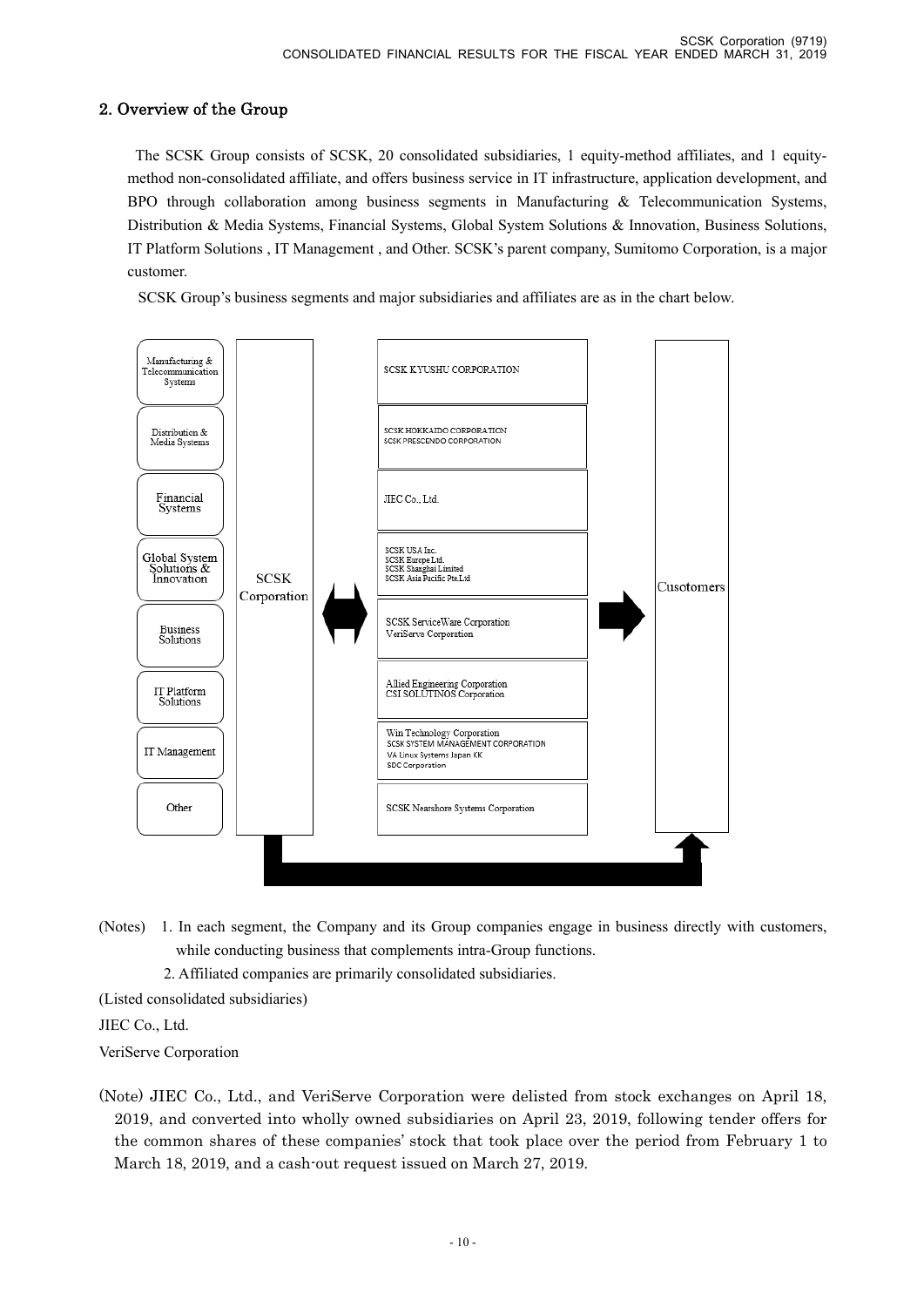## 2. Overview of the Group

The SCSK Group consists of SCSK, 20 consolidated subsidiaries, 1 equity-method affiliates, and 1 equity-method non-consolidated affiliate, and offers business service in IT infrastructure, application development, and BPO through collaboration among business segments in Manufacturing & Telecommunication Systems, Distribution & Media Systems, Financial Systems, Global System Solutions & Innovation, Business Solutions, IT Platform Solutions , IT Management , and Other. SCSK's parent company, Sumitomo Corporation, is a major customer.

SCSK Group's business segments and major subsidiaries and affiliates are as in the chart below.

| Segment | | Subsidiaries and affiliates | |
|---|---|---|---|
| Manufacturing & Telecommunication Systems | SCSK Corporation | SCSK KYUSHU CORPORATION | Cusotomers |
| Distribution & Media Systems | | SCSK HOKKAIDO CORPORATION<br>SCSK PRESCENDO CORPORATION | |
| Financial Systems | | JIEC Co., Ltd. | |
| Global System Solutions & Innovation | | SCSK USA Inc.<br>SCSK Europe Ltd.<br>SCSK Shanghai Limited<br>SCSK Asia Pacific Pte.Ltd | |
| Business Solutions | | SCSK ServiceWare Corporation<br>VeriServe Corporation | |
| IT Platform Solutions | | Allied Engineering Corporation<br>CSI SOLUTINOS Corporation | |
| IT Management | | Win Technology Corporation<br>SCSK SYSTEM MANAGEMENT CORPORATION<br>VA Linux Systems Japan KK<br>SDC Corporation | |
| Other | | SCSK Nearshore Systems Corporation | |

(Notes) 1. In each segment, the Company and its Group companies engage in business directly with customers, while conducting business that complements intra-Group functions.

2. Affiliated companies are primarily consolidated subsidiaries.

(Listed consolidated subsidiaries)

JIEC Co., Ltd.

VeriServe Corporation

(Note) JIEC Co., Ltd., and VeriServe Corporation were delisted from stock exchanges on April 18, 2019, and converted into wholly owned subsidiaries on April 23, 2019, following tender offers for the common shares of these companies' stock that took place over the period from February 1 to March 18, 2019, and a cash-out request issued on March 27, 2019.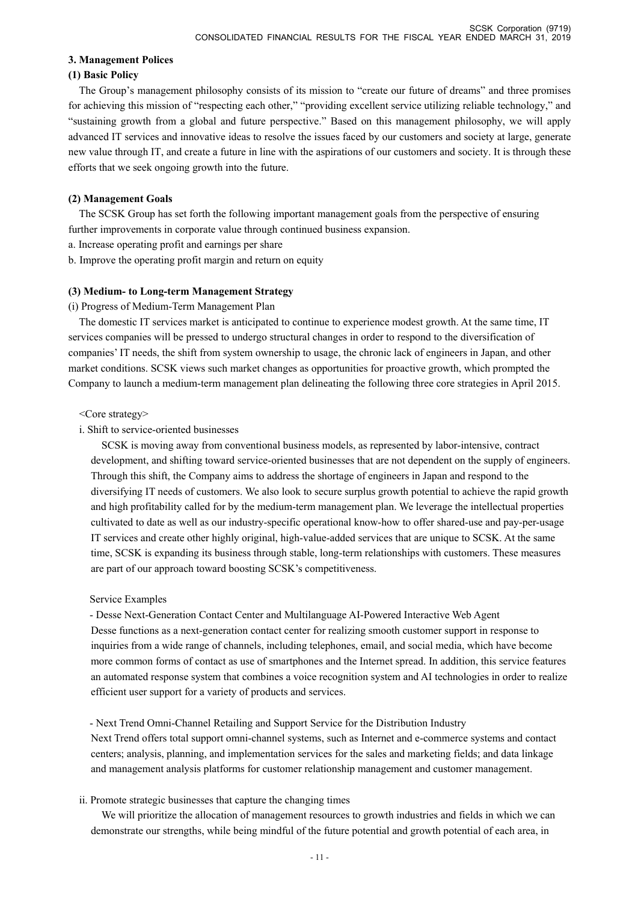### 3. Management Polices

#### (1) Basic Policy

The Group's management philosophy consists of its mission to "create our future of dreams" and three promises for achieving this mission of "respecting each other," "providing excellent service utilizing reliable technology," and "sustaining growth from a global and future perspective." Based on this management philosophy, we will apply advanced IT services and innovative ideas to resolve the issues faced by our customers and society at large, generate new value through IT, and create a future in line with the aspirations of our customers and society. It is through these efforts that we seek ongoing growth into the future.

#### (2) Management Goals

The SCSK Group has set forth the following important management goals from the perspective of ensuring further improvements in corporate value through continued business expansion.

a. Increase operating profit and earnings per share

b. Improve the operating profit margin and return on equity

#### (3) Medium- to Long-term Management Strategy

(i) Progress of Medium-Term Management Plan

The domestic IT services market is anticipated to continue to experience modest growth. At the same time, IT services companies will be pressed to undergo structural changes in order to respond to the diversification of companies' IT needs, the shift from system ownership to usage, the chronic lack of engineers in Japan, and other market conditions. SCSK views such market changes as opportunities for proactive growth, which prompted the Company to launch a medium-term management plan delineating the following three core strategies in April 2015.

<Core strategy>

i. Shift to service-oriented businesses

SCSK is moving away from conventional business models, as represented by labor-intensive, contract development, and shifting toward service-oriented businesses that are not dependent on the supply of engineers. Through this shift, the Company aims to address the shortage of engineers in Japan and respond to the diversifying IT needs of customers. We also look to secure surplus growth potential to achieve the rapid growth and high profitability called for by the medium-term management plan. We leverage the intellectual properties cultivated to date as well as our industry-specific operational know-how to offer shared-use and pay-per-usage IT services and create other highly original, high-value-added services that are unique to SCSK. At the same time, SCSK is expanding its business through stable, long-term relationships with customers. These measures are part of our approach toward boosting SCSK's competitiveness.

Service Examples

- Desse Next-Generation Contact Center and Multilanguage AI-Powered Interactive Web Agent

Desse functions as a next-generation contact center for realizing smooth customer support in response to inquiries from a wide range of channels, including telephones, email, and social media, which have become more common forms of contact as use of smartphones and the Internet spread. In addition, this service features an automated response system that combines a voice recognition system and AI technologies in order to realize efficient user support for a variety of products and services.

- Next Trend Omni-Channel Retailing and Support Service for the Distribution Industry

Next Trend offers total support omni-channel systems, such as Internet and e-commerce systems and contact centers; analysis, planning, and implementation services for the sales and marketing fields; and data linkage and management analysis platforms for customer relationship management and customer management.

ii. Promote strategic businesses that capture the changing times

We will prioritize the allocation of management resources to growth industries and fields in which we can demonstrate our strengths, while being mindful of the future potential and growth potential of each area, in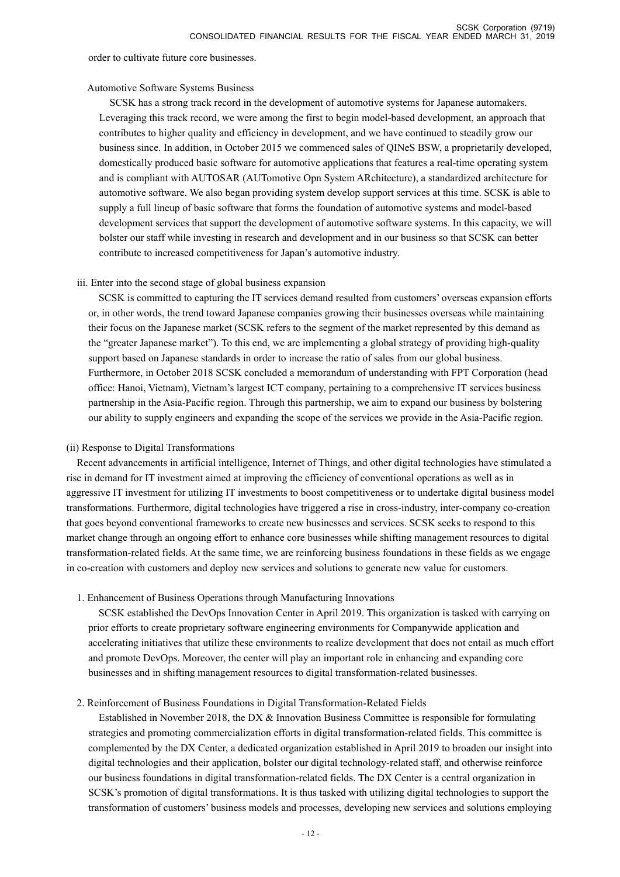order to cultivate future core businesses.

Automotive Software Systems Business

SCSK has a strong track record in the development of automotive systems for Japanese automakers. Leveraging this track record, we were among the first to begin model-based development, an approach that contributes to higher quality and efficiency in development, and we have continued to steadily grow our business since. In addition, in October 2015 we commenced sales of QINeS BSW, a proprietarily developed, domestically produced basic software for automotive applications that features a real-time operating system and is compliant with AUTOSAR (AUTomotive Opn System ARchitecture), a standardized architecture for automotive software. We also began providing system develop support services at this time. SCSK is able to supply a full lineup of basic software that forms the foundation of automotive systems and model-based development services that support the development of automotive software systems. In this capacity, we will bolster our staff while investing in research and development and in our business so that SCSK can better contribute to increased competitiveness for Japan's automotive industry.

iii. Enter into the second stage of global business expansion

SCSK is committed to capturing the IT services demand resulted from customers' overseas expansion efforts or, in other words, the trend toward Japanese companies growing their businesses overseas while maintaining their focus on the Japanese market (SCSK refers to the segment of the market represented by this demand as the "greater Japanese market"). To this end, we are implementing a global strategy of providing high-quality support based on Japanese standards in order to increase the ratio of sales from our global business. Furthermore, in October 2018 SCSK concluded a memorandum of understanding with FPT Corporation (head office: Hanoi, Vietnam), Vietnam's largest ICT company, pertaining to a comprehensive IT services business partnership in the Asia-Pacific region. Through this partnership, we aim to expand our business by bolstering our ability to supply engineers and expanding the scope of the services we provide in the Asia-Pacific region.

(ii) Response to Digital Transformations

Recent advancements in artificial intelligence, Internet of Things, and other digital technologies have stimulated a rise in demand for IT investment aimed at improving the efficiency of conventional operations as well as in aggressive IT investment for utilizing IT investments to boost competitiveness or to undertake digital business model transformations. Furthermore, digital technologies have triggered a rise in cross-industry, inter-company co-creation that goes beyond conventional frameworks to create new businesses and services. SCSK seeks to respond to this market change through an ongoing effort to enhance core businesses while shifting management resources to digital transformation-related fields. At the same time, we are reinforcing business foundations in these fields as we engage in co-creation with customers and deploy new services and solutions to generate new value for customers.

1. Enhancement of Business Operations through Manufacturing Innovations

SCSK established the DevOps Innovation Center in April 2019. This organization is tasked with carrying on prior efforts to create proprietary software engineering environments for Companywide application and accelerating initiatives that utilize these environments to realize development that does not entail as much effort and promote DevOps. Moreover, the center will play an important role in enhancing and expanding core businesses and in shifting management resources to digital transformation-related businesses.

2. Reinforcement of Business Foundations in Digital Transformation-Related Fields

Established in November 2018, the DX & Innovation Business Committee is responsible for formulating strategies and promoting commercialization efforts in digital transformation-related fields. This committee is complemented by the DX Center, a dedicated organization established in April 2019 to broaden our insight into digital technologies and their application, bolster our digital technology-related staff, and otherwise reinforce our business foundations in digital transformation-related fields. The DX Center is a central organization in SCSK's promotion of digital transformations. It is thus tasked with utilizing digital technologies to support the transformation of customers' business models and processes, developing new services and solutions employing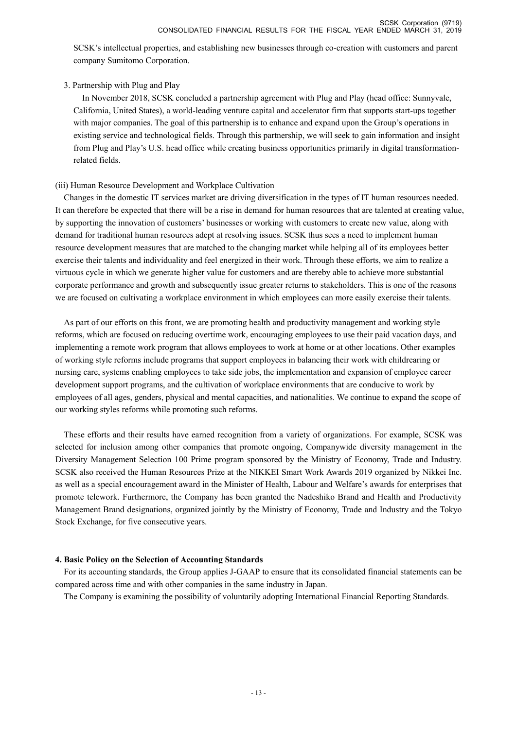SCSK's intellectual properties, and establishing new businesses through co-creation with customers and parent company Sumitomo Corporation.

3. Partnership with Plug and Play

In November 2018, SCSK concluded a partnership agreement with Plug and Play (head office: Sunnyvale, California, United States), a world-leading venture capital and accelerator firm that supports start-ups together with major companies. The goal of this partnership is to enhance and expand upon the Group's operations in existing service and technological fields. Through this partnership, we will seek to gain information and insight from Plug and Play's U.S. head office while creating business opportunities primarily in digital transformation-related fields.

(iii) Human Resource Development and Workplace Cultivation

Changes in the domestic IT services market are driving diversification in the types of IT human resources needed. It can therefore be expected that there will be a rise in demand for human resources that are talented at creating value, by supporting the innovation of customers' businesses or working with customers to create new value, along with demand for traditional human resources adept at resolving issues. SCSK thus sees a need to implement human resource development measures that are matched to the changing market while helping all of its employees better exercise their talents and individuality and feel energized in their work. Through these efforts, we aim to realize a virtuous cycle in which we generate higher value for customers and are thereby able to achieve more substantial corporate performance and growth and subsequently issue greater returns to stakeholders. This is one of the reasons we are focused on cultivating a workplace environment in which employees can more easily exercise their talents.

As part of our efforts on this front, we are promoting health and productivity management and working style reforms, which are focused on reducing overtime work, encouraging employees to use their paid vacation days, and implementing a remote work program that allows employees to work at home or at other locations. Other examples of working style reforms include programs that support employees in balancing their work with childrearing or nursing care, systems enabling employees to take side jobs, the implementation and expansion of employee career development support programs, and the cultivation of workplace environments that are conducive to work by employees of all ages, genders, physical and mental capacities, and nationalities. We continue to expand the scope of our working styles reforms while promoting such reforms.

These efforts and their results have earned recognition from a variety of organizations. For example, SCSK was selected for inclusion among other companies that promote ongoing, Companywide diversity management in the Diversity Management Selection 100 Prime program sponsored by the Ministry of Economy, Trade and Industry. SCSK also received the Human Resources Prize at the NIKKEI Smart Work Awards 2019 organized by Nikkei Inc. as well as a special encouragement award in the Minister of Health, Labour and Welfare's awards for enterprises that promote telework. Furthermore, the Company has been granted the Nadeshiko Brand and Health and Productivity Management Brand designations, organized jointly by the Ministry of Economy, Trade and Industry and the Tokyo Stock Exchange, for five consecutive years.

**4. Basic Policy on the Selection of Accounting Standards**

For its accounting standards, the Group applies J-GAAP to ensure that its consolidated financial statements can be compared across time and with other companies in the same industry in Japan.

The Company is examining the possibility of voluntarily adopting International Financial Reporting Standards.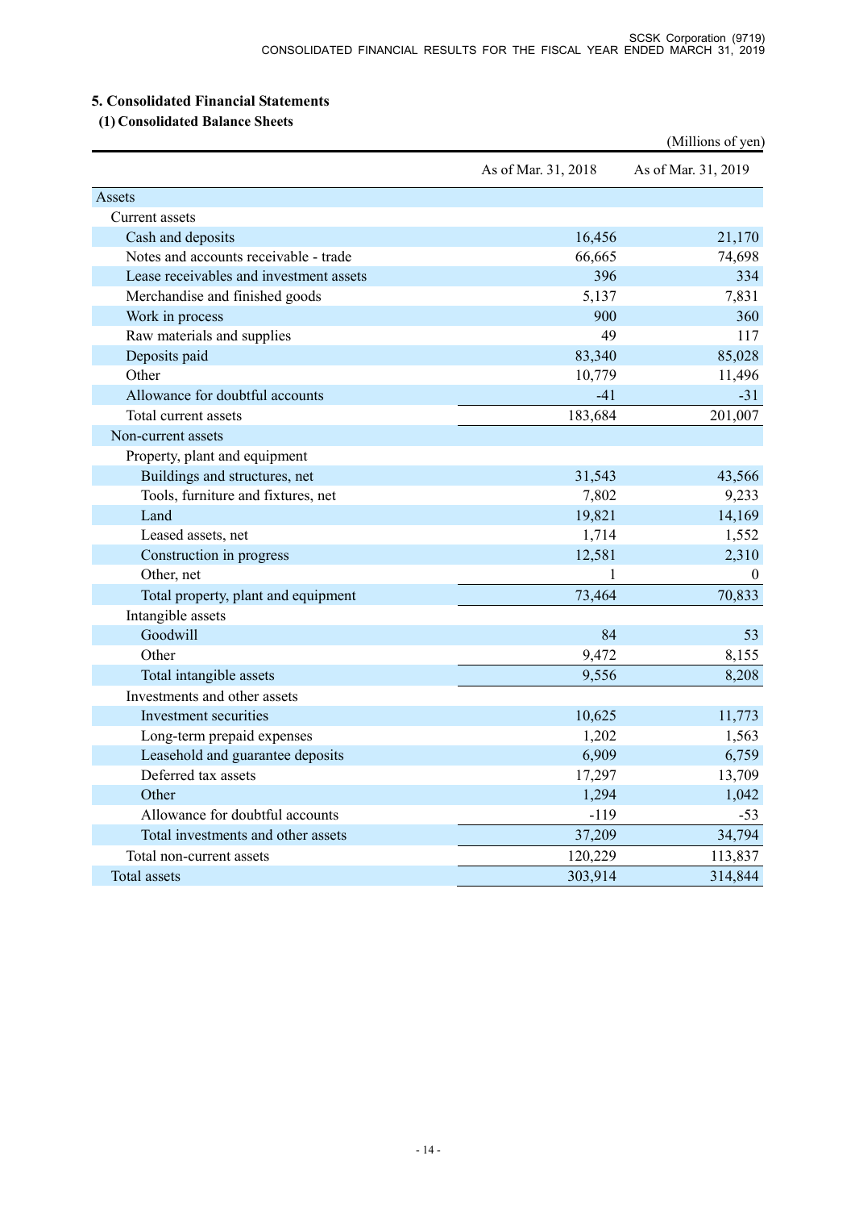## 5. Consolidated Financial Statements

### (1) Consolidated Balance Sheets

(Millions of yen)

| | As of Mar. 31, 2018 | As of Mar. 31, 2019 |
|---|---|---|
| Assets | | |
| Current assets | | |
| Cash and deposits | 16,456 | 21,170 |
| Notes and accounts receivable - trade | 66,665 | 74,698 |
| Lease receivables and investment assets | 396 | 334 |
| Merchandise and finished goods | 5,137 | 7,831 |
| Work in process | 900 | 360 |
| Raw materials and supplies | 49 | 117 |
| Deposits paid | 83,340 | 85,028 |
| Other | 10,779 | 11,496 |
| Allowance for doubtful accounts | -41 | -31 |
| Total current assets | 183,684 | 201,007 |
| Non-current assets | | |
| Property, plant and equipment | | |
| Buildings and structures, net | 31,543 | 43,566 |
| Tools, furniture and fixtures, net | 7,802 | 9,233 |
| Land | 19,821 | 14,169 |
| Leased assets, net | 1,714 | 1,552 |
| Construction in progress | 12,581 | 2,310 |
| Other, net | 1 | 0 |
| Total property, plant and equipment | 73,464 | 70,833 |
| Intangible assets | | |
| Goodwill | 84 | 53 |
| Other | 9,472 | 8,155 |
| Total intangible assets | 9,556 | 8,208 |
| Investments and other assets | | |
| Investment securities | 10,625 | 11,773 |
| Long-term prepaid expenses | 1,202 | 1,563 |
| Leasehold and guarantee deposits | 6,909 | 6,759 |
| Deferred tax assets | 17,297 | 13,709 |
| Other | 1,294 | 1,042 |
| Allowance for doubtful accounts | -119 | -53 |
| Total investments and other assets | 37,209 | 34,794 |
| Total non-current assets | 120,229 | 113,837 |
| Total assets | 303,914 | 314,844 |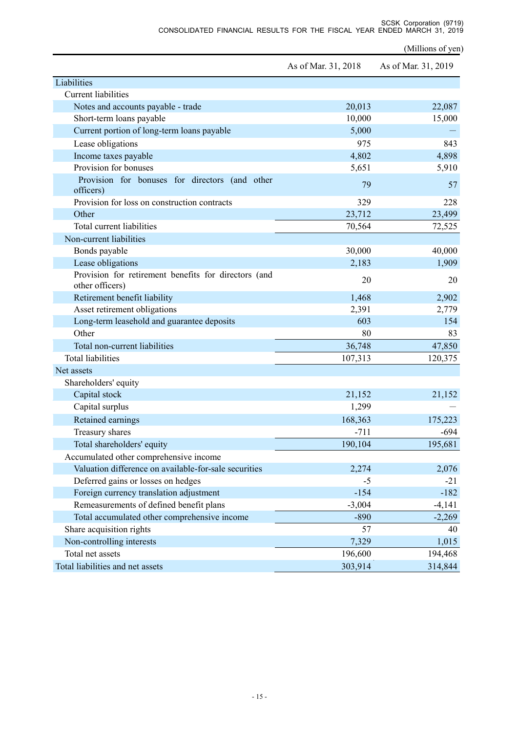(Millions of yen)

| | As of Mar. 31, 2018 | As of Mar. 31, 2019 |
|---|---|---|
| Liabilities | | |
| Current liabilities | | |
| Notes and accounts payable - trade | 20,013 | 22,087 |
| Short-term loans payable | 10,000 | 15,000 |
| Current portion of long-term loans payable | 5,000 | — |
| Lease obligations | 975 | 843 |
| Income taxes payable | 4,802 | 4,898 |
| Provision for bonuses | 5,651 | 5,910 |
| Provision for bonuses for directors (and other officers) | 79 | 57 |
| Provision for loss on construction contracts | 329 | 228 |
| Other | 23,712 | 23,499 |
| Total current liabilities | 70,564 | 72,525 |
| Non-current liabilities | | |
| Bonds payable | 30,000 | 40,000 |
| Lease obligations | 2,183 | 1,909 |
| Provision for retirement benefits for directors (and other officers) | 20 | 20 |
| Retirement benefit liability | 1,468 | 2,902 |
| Asset retirement obligations | 2,391 | 2,779 |
| Long-term leasehold and guarantee deposits | 603 | 154 |
| Other | 80 | 83 |
| Total non-current liabilities | 36,748 | 47,850 |
| Total liabilities | 107,313 | 120,375 |
| Net assets | | |
| Shareholders' equity | | |
| Capital stock | 21,152 | 21,152 |
| Capital surplus | 1,299 | — |
| Retained earnings | 168,363 | 175,223 |
| Treasury shares | -711 | -694 |
| Total shareholders' equity | 190,104 | 195,681 |
| Accumulated other comprehensive income | | |
| Valuation difference on available-for-sale securities | 2,274 | 2,076 |
| Deferred gains or losses on hedges | -5 | -21 |
| Foreign currency translation adjustment | -154 | -182 |
| Remeasurements of defined benefit plans | -3,004 | -4,141 |
| Total accumulated other comprehensive income | -890 | -2,269 |
| Share acquisition rights | 57 | 40 |
| Non-controlling interests | 7,329 | 1,015 |
| Total net assets | 196,600 | 194,468 |
| Total liabilities and net assets | 303,914 | 314,844 |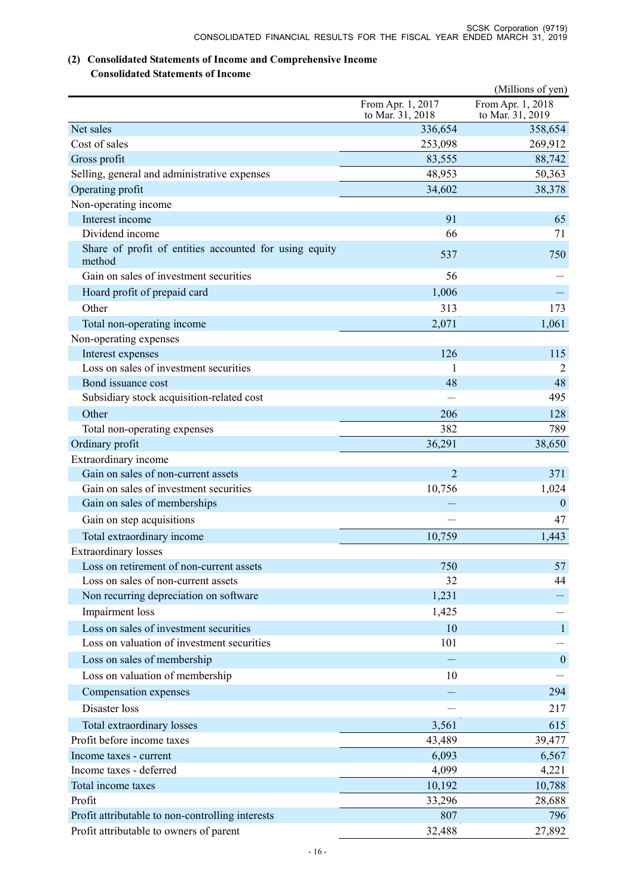## (2) Consolidated Statements of Income and Comprehensive Income

### Consolidated Statements of Income

(Millions of yen)

| | From Apr. 1, 2017 to Mar. 31, 2018 | From Apr. 1, 2018 to Mar. 31, 2019 |
|---|---:|---:|
| Net sales | 336,654 | 358,654 |
| Cost of sales | 253,098 | 269,912 |
| Gross profit | 83,555 | 88,742 |
| Selling, general and administrative expenses | 48,953 | 50,363 |
| Operating profit | 34,602 | 38,378 |
| Non-operating income | | |
| Interest income | 91 | 65 |
| Dividend income | 66 | 71 |
| Share of profit of entities accounted for using equity method | 537 | 750 |
| Gain on sales of investment securities | 56 | — |
| Hoard profit of prepaid card | 1,006 | — |
| Other | 313 | 173 |
| Total non-operating income | 2,071 | 1,061 |
| Non-operating expenses | | |
| Interest expenses | 126 | 115 |
| Loss on sales of investment securities | 1 | 2 |
| Bond issuance cost | 48 | 48 |
| Subsidiary stock acquisition-related cost | — | 495 |
| Other | 206 | 128 |
| Total non-operating expenses | 382 | 789 |
| Ordinary profit | 36,291 | 38,650 |
| Extraordinary income | | |
| Gain on sales of non-current assets | 2 | 371 |
| Gain on sales of investment securities | 10,756 | 1,024 |
| Gain on sales of memberships | — | 0 |
| Gain on step acquisitions | — | 47 |
| Total extraordinary income | 10,759 | 1,443 |
| Extraordinary losses | | |
| Loss on retirement of non-current assets | 750 | 57 |
| Loss on sales of non-current assets | 32 | 44 |
| Non recurring depreciation on software | 1,231 | — |
| Impairment loss | 1,425 | — |
| Loss on sales of investment securities | 10 | 1 |
| Loss on valuation of investment securities | 101 | — |
| Loss on sales of membership | — | 0 |
| Loss on valuation of membership | 10 | — |
| Compensation expenses | — | 294 |
| Disaster loss | — | 217 |
| Total extraordinary losses | 3,561 | 615 |
| Profit before income taxes | 43,489 | 39,477 |
| Income taxes - current | 6,093 | 6,567 |
| Income taxes - deferred | 4,099 | 4,221 |
| Total income taxes | 10,192 | 10,788 |
| Profit | 33,296 | 28,688 |
| Profit attributable to non-controlling interests | 807 | 796 |
| Profit attributable to owners of parent | 32,488 | 27,892 |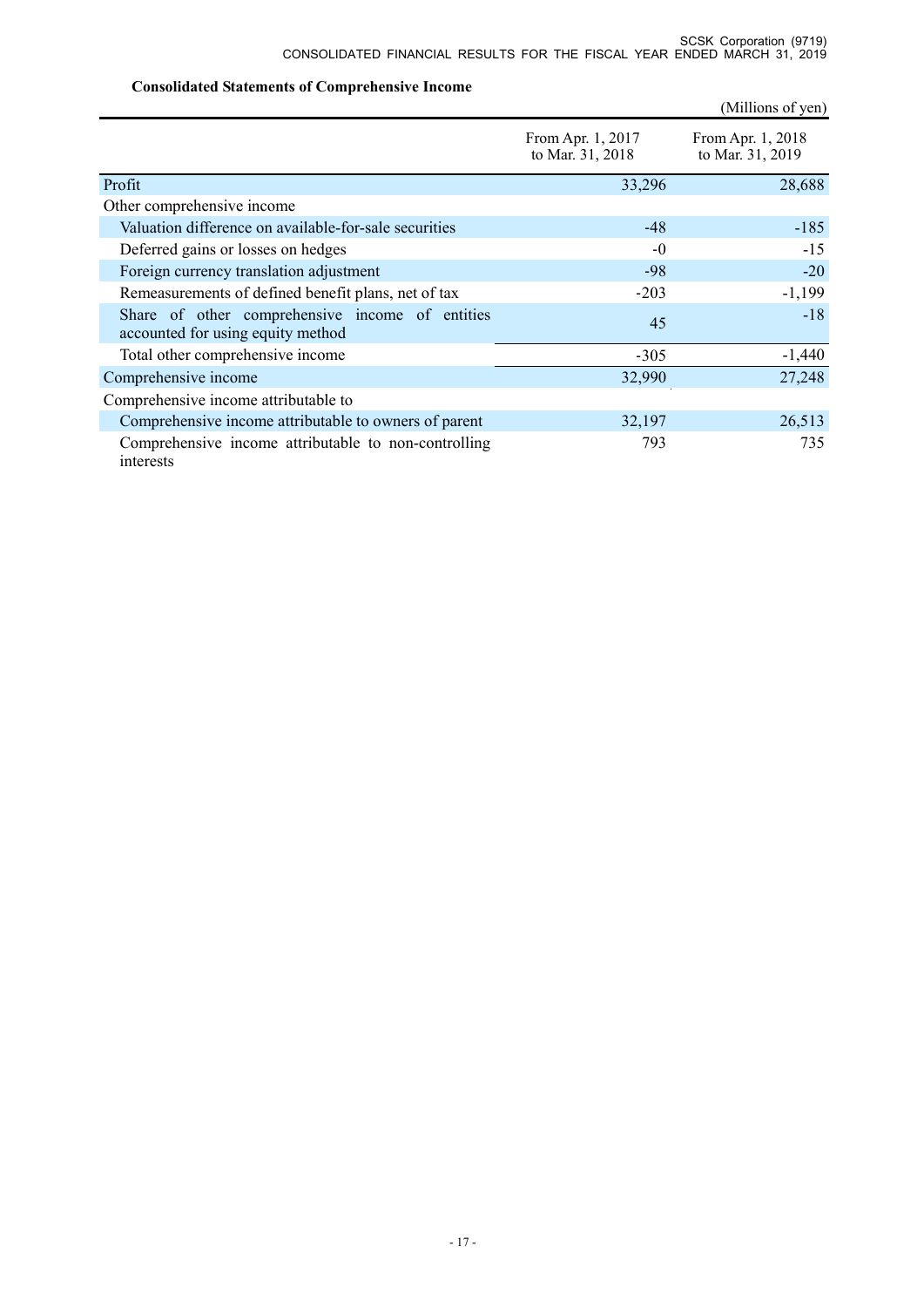### Consolidated Statements of Comprehensive Income

(Millions of yen)

| | From Apr. 1, 2017 to Mar. 31, 2018 | From Apr. 1, 2018 to Mar. 31, 2019 |
|---|---|---|
| Profit | 33,296 | 28,688 |
| Other comprehensive income | | |
| Valuation difference on available-for-sale securities | -48 | -185 |
| Deferred gains or losses on hedges | -0 | -15 |
| Foreign currency translation adjustment | -98 | -20 |
| Remeasurements of defined benefit plans, net of tax | -203 | -1,199 |
| Share of other comprehensive income of entities accounted for using equity method | 45 | -18 |
| Total other comprehensive income | -305 | -1,440 |
| Comprehensive income | 32,990 | 27,248 |
| Comprehensive income attributable to | | |
| Comprehensive income attributable to owners of parent | 32,197 | 26,513 |
| Comprehensive income attributable to non-controlling interests | 793 | 735 |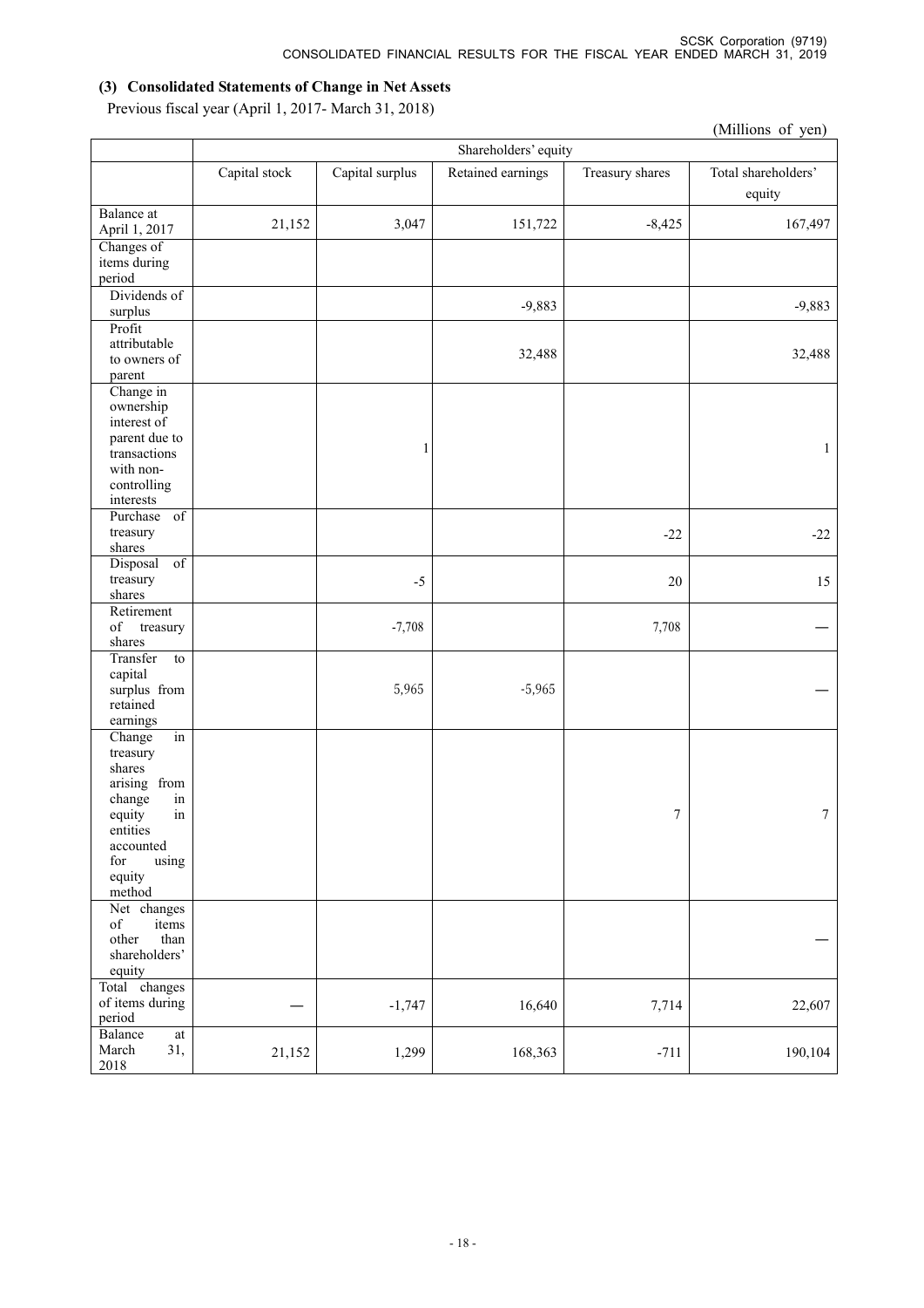### (3) Consolidated Statements of Change in Net Assets

Previous fiscal year (April 1, 2017- March 31, 2018)

(Millions of yen)

| | Shareholders' equity | | | | |
|---|---|---|---|---|---|
| | Capital stock | Capital surplus | Retained earnings | Treasury shares | Total shareholders' equity |
| Balance at April 1, 2017 | 21,152 | 3,047 | 151,722 | -8,425 | 167,497 |
| Changes of items during period | | | | | |
| Dividends of surplus | | | -9,883 | | -9,883 |
| Profit attributable to owners of parent | | | 32,488 | | 32,488 |
| Change in ownership interest of parent due to transactions with non-controlling interests | | 1 | | | 1 |
| Purchase of treasury shares | | | | -22 | -22 |
| Disposal of treasury shares | | -5 | | 20 | 15 |
| Retirement of treasury shares | | -7,708 | | 7,708 | — |
| Transfer to capital surplus from retained earnings | | 5,965 | -5,965 | | — |
| Change in treasury shares arising from change in equity in entities accounted for using equity method | | | | 7 | 7 |
| Net changes of items other than shareholders' equity | | | | | — |
| Total changes of items during period | — | -1,747 | 16,640 | 7,714 | 22,607 |
| Balance at March 31, 2018 | 21,152 | 1,299 | 168,363 | -711 | 190,104 |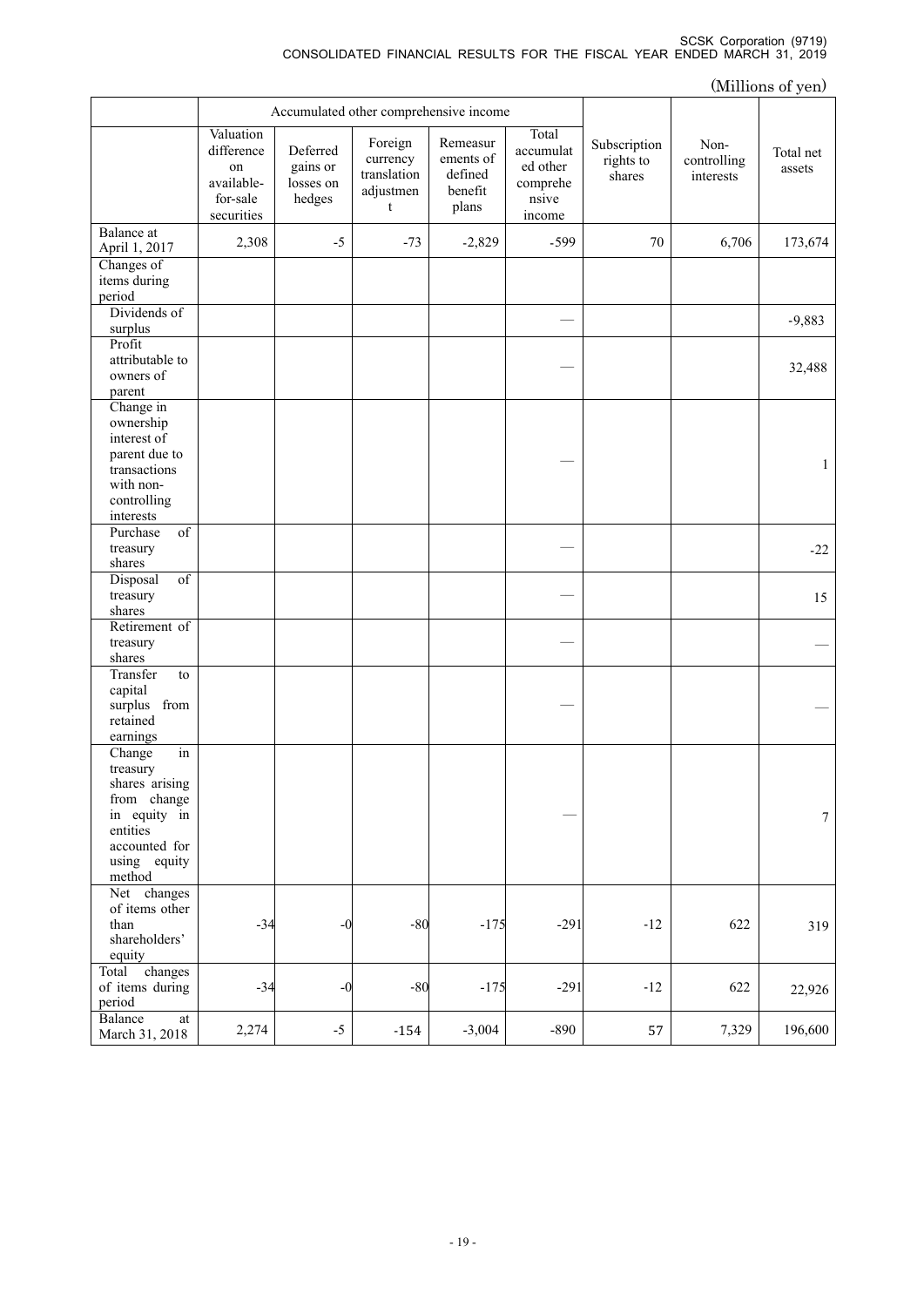(Millions of yen)

| | Accumulated other comprehensive income | | | | | | | |
|---|---|---|---|---|---|---|---|---|
| | Valuation difference on available-for-sale securities | Deferred gains or losses on hedges | Foreign currency translation adjustment | Remeasurements of defined benefit plans | Total accumulated other comprehensive income | Subscription rights to shares | Non-controlling interests | Total net assets |
| Balance at April 1, 2017 | 2,308 | -5 | -73 | -2,829 | -599 | 70 | 6,706 | 173,674 |
| Changes of items during period | | | | | | | | |
| Dividends of surplus | | | | | — | | | -9,883 |
| Profit attributable to owners of parent | | | | | — | | | 32,488 |
| Change in ownership interest of parent due to transactions with non-controlling interests | | | | | — | | | 1 |
| Purchase of treasury shares | | | | | — | | | -22 |
| Disposal of treasury shares | | | | | — | | | 15 |
| Retirement of treasury shares | | | | | — | | | — |
| Transfer to capital surplus from retained earnings | | | | | — | | | — |
| Change in treasury shares arising from change in equity in entities accounted for using equity method | | | | | — | | | 7 |
| Net changes of items other than shareholders' equity | -34 | -0 | -80 | -175 | -291 | -12 | 622 | 319 |
| Total changes of items during period | -34 | -0 | -80 | -175 | -291 | -12 | 622 | 22,926 |
| Balance at March 31, 2018 | 2,274 | -5 | -154 | -3,004 | -890 | 57 | 7,329 | 196,600 |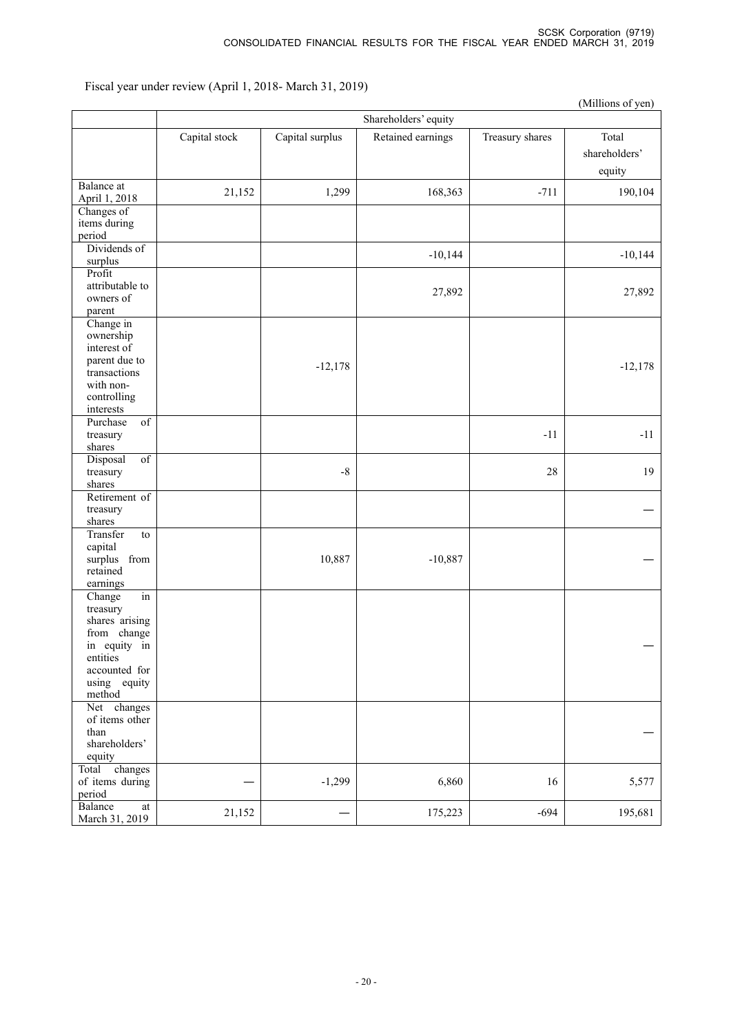Fiscal year under review (April 1, 2018- March 31, 2019)

(Millions of yen)

| | Shareholders' equity | | | | |
|---|---|---|---|---|---|
| | Capital stock | Capital surplus | Retained earnings | Treasury shares | Total shareholders' equity |
| Balance at April 1, 2018 | 21,152 | 1,299 | 168,363 | -711 | 190,104 |
| Changes of items during period | | | | | |
| Dividends of surplus | | | -10,144 | | -10,144 |
| Profit attributable to owners of parent | | | 27,892 | | 27,892 |
| Change in ownership interest of parent due to transactions with non-controlling interests | | -12,178 | | | -12,178 |
| Purchase of treasury shares | | | | -11 | -11 |
| Disposal of treasury shares | | -8 | | 28 | 19 |
| Retirement of treasury shares | | | | | ― |
| Transfer to capital surplus from retained earnings | | 10,887 | -10,887 | | ― |
| Change in treasury shares arising from change in equity in entities accounted for using equity method | | | | | ― |
| Net changes of items other than shareholders' equity | | | | | ― |
| Total changes of items during period | ― | -1,299 | 6,860 | 16 | 5,577 |
| Balance at March 31, 2019 | 21,152 | ― | 175,223 | -694 | 195,681 |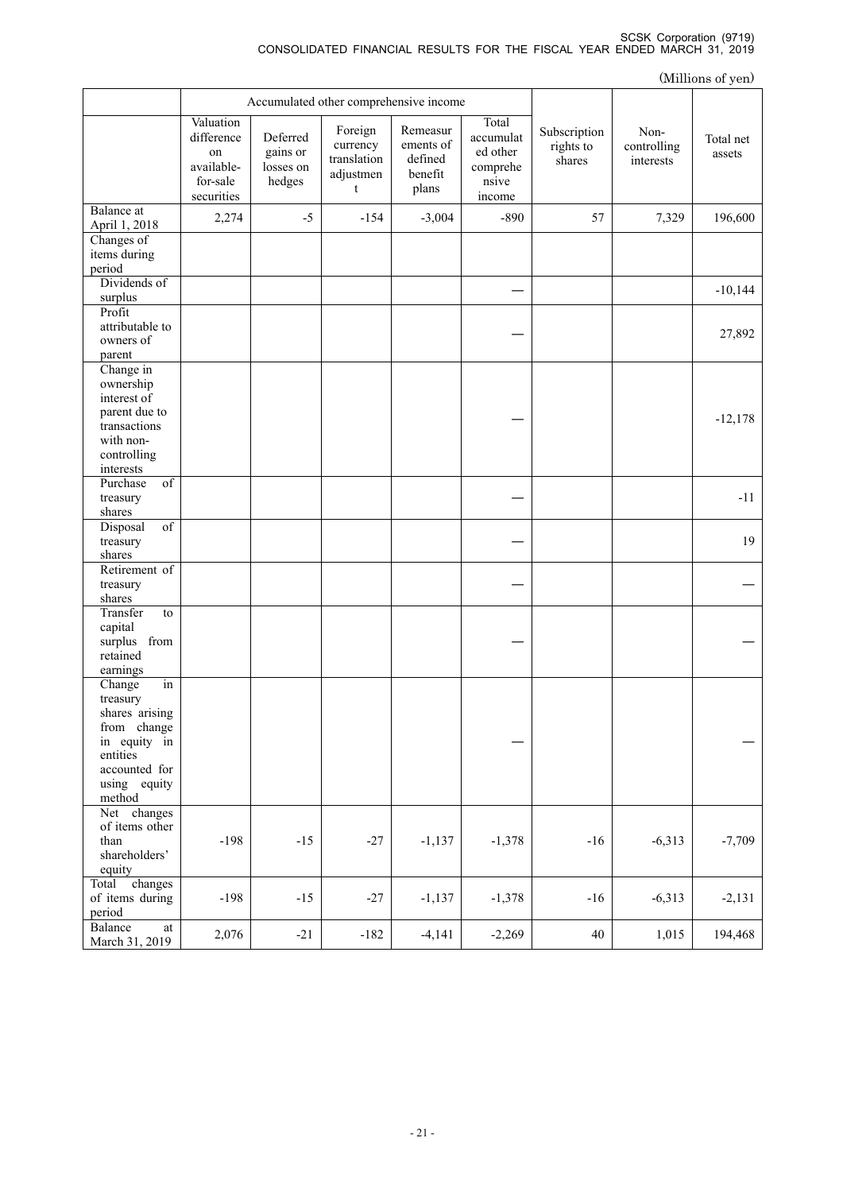(Millions of yen)

| | Accumulated other comprehensive income | | | | | | | |
|---|---|---|---|---|---|---|---|---|
| | Valuation difference on available-for-sale securities | Deferred gains or losses on hedges | Foreign currency translation adjustment | Remeasurements of defined benefit plans | Total accumulated other comprehensive income | Subscription rights to shares | Non-controlling interests | Total net assets |
| Balance at April 1, 2018 | 2,274 | -5 | -154 | -3,004 | -890 | 57 | 7,329 | 196,600 |
| Changes of items during period | | | | | | | | |
| Dividends of surplus | | | | | — | | | -10,144 |
| Profit attributable to owners of parent | | | | | — | | | 27,892 |
| Change in ownership interest of parent due to transactions with non-controlling interests | | | | | — | | | -12,178 |
| Purchase of treasury shares | | | | | — | | | -11 |
| Disposal of treasury shares | | | | | — | | | 19 |
| Retirement of treasury shares | | | | | — | | | — |
| Transfer to capital surplus from retained earnings | | | | | — | | | — |
| Change in treasury shares arising from change in equity in entities accounted for using equity method | | | | | — | | | — |
| Net changes of items other than shareholders' equity | -198 | -15 | -27 | -1,137 | -1,378 | -16 | -6,313 | -7,709 |
| Total changes of items during period | -198 | -15 | -27 | -1,137 | -1,378 | -16 | -6,313 | -2,131 |
| Balance at March 31, 2019 | 2,076 | -21 | -182 | -4,141 | -2,269 | 40 | 1,015 | 194,468 |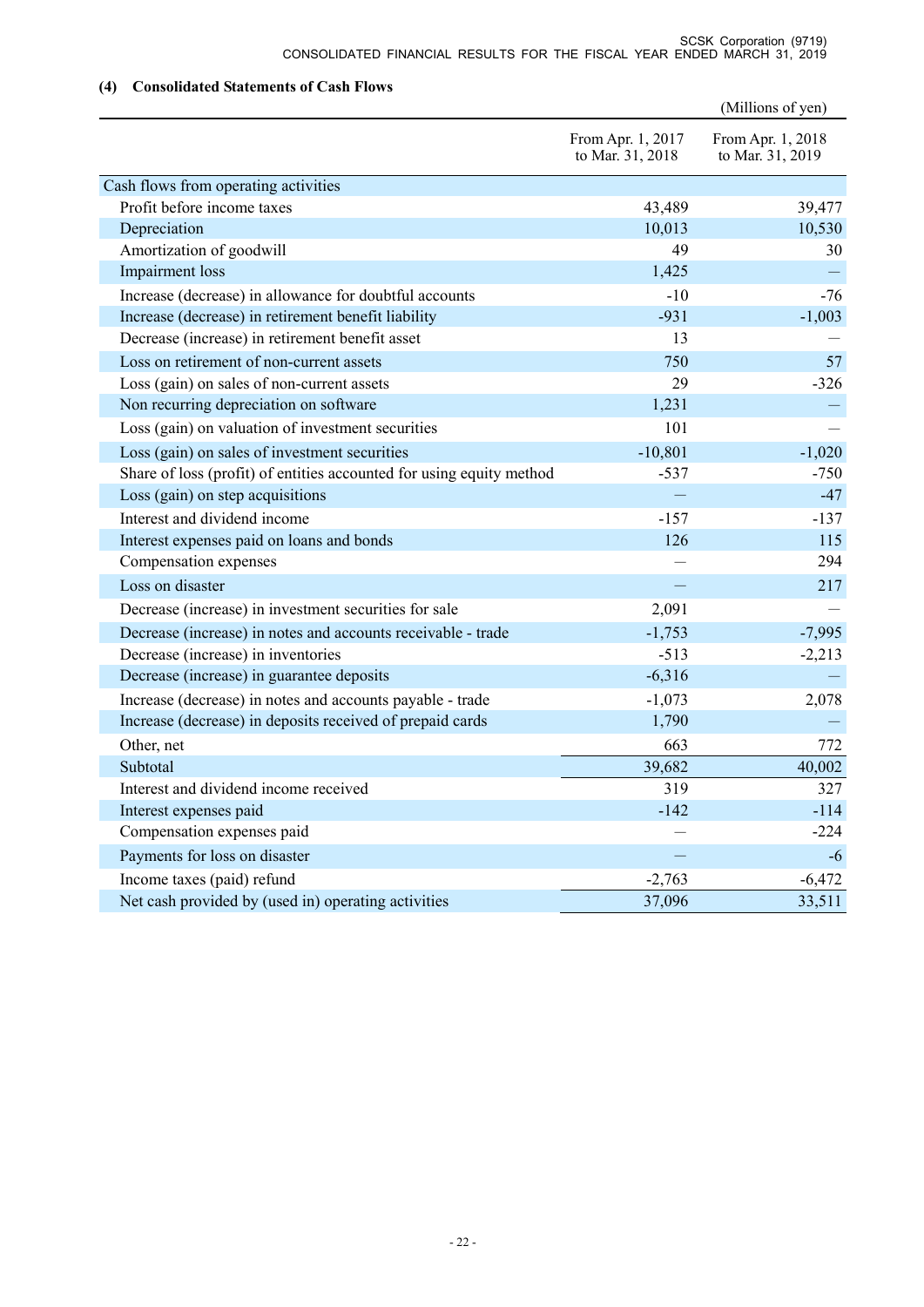### (4) Consolidated Statements of Cash Flows

(Millions of yen)

| | From Apr. 1, 2017 to Mar. 31, 2018 | From Apr. 1, 2018 to Mar. 31, 2019 |
|---|---|---|
| Cash flows from operating activities | | |
| Profit before income taxes | 43,489 | 39,477 |
| Depreciation | 10,013 | 10,530 |
| Amortization of goodwill | 49 | 30 |
| Impairment loss | 1,425 | — |
| Increase (decrease) in allowance for doubtful accounts | -10 | -76 |
| Increase (decrease) in retirement benefit liability | -931 | -1,003 |
| Decrease (increase) in retirement benefit asset | 13 | — |
| Loss on retirement of non-current assets | 750 | 57 |
| Loss (gain) on sales of non-current assets | 29 | -326 |
| Non recurring depreciation on software | 1,231 | — |
| Loss (gain) on valuation of investment securities | 101 | — |
| Loss (gain) on sales of investment securities | -10,801 | -1,020 |
| Share of loss (profit) of entities accounted for using equity method | -537 | -750 |
| Loss (gain) on step acquisitions | — | -47 |
| Interest and dividend income | -157 | -137 |
| Interest expenses paid on loans and bonds | 126 | 115 |
| Compensation expenses | — | 294 |
| Loss on disaster | — | 217 |
| Decrease (increase) in investment securities for sale | 2,091 | — |
| Decrease (increase) in notes and accounts receivable - trade | -1,753 | -7,995 |
| Decrease (increase) in inventories | -513 | -2,213 |
| Decrease (increase) in guarantee deposits | -6,316 | — |
| Increase (decrease) in notes and accounts payable - trade | -1,073 | 2,078 |
| Increase (decrease) in deposits received of prepaid cards | 1,790 | — |
| Other, net | 663 | 772 |
| Subtotal | 39,682 | 40,002 |
| Interest and dividend income received | 319 | 327 |
| Interest expenses paid | -142 | -114 |
| Compensation expenses paid | — | -224 |
| Payments for loss on disaster | — | -6 |
| Income taxes (paid) refund | -2,763 | -6,472 |
| Net cash provided by (used in) operating activities | 37,096 | 33,511 |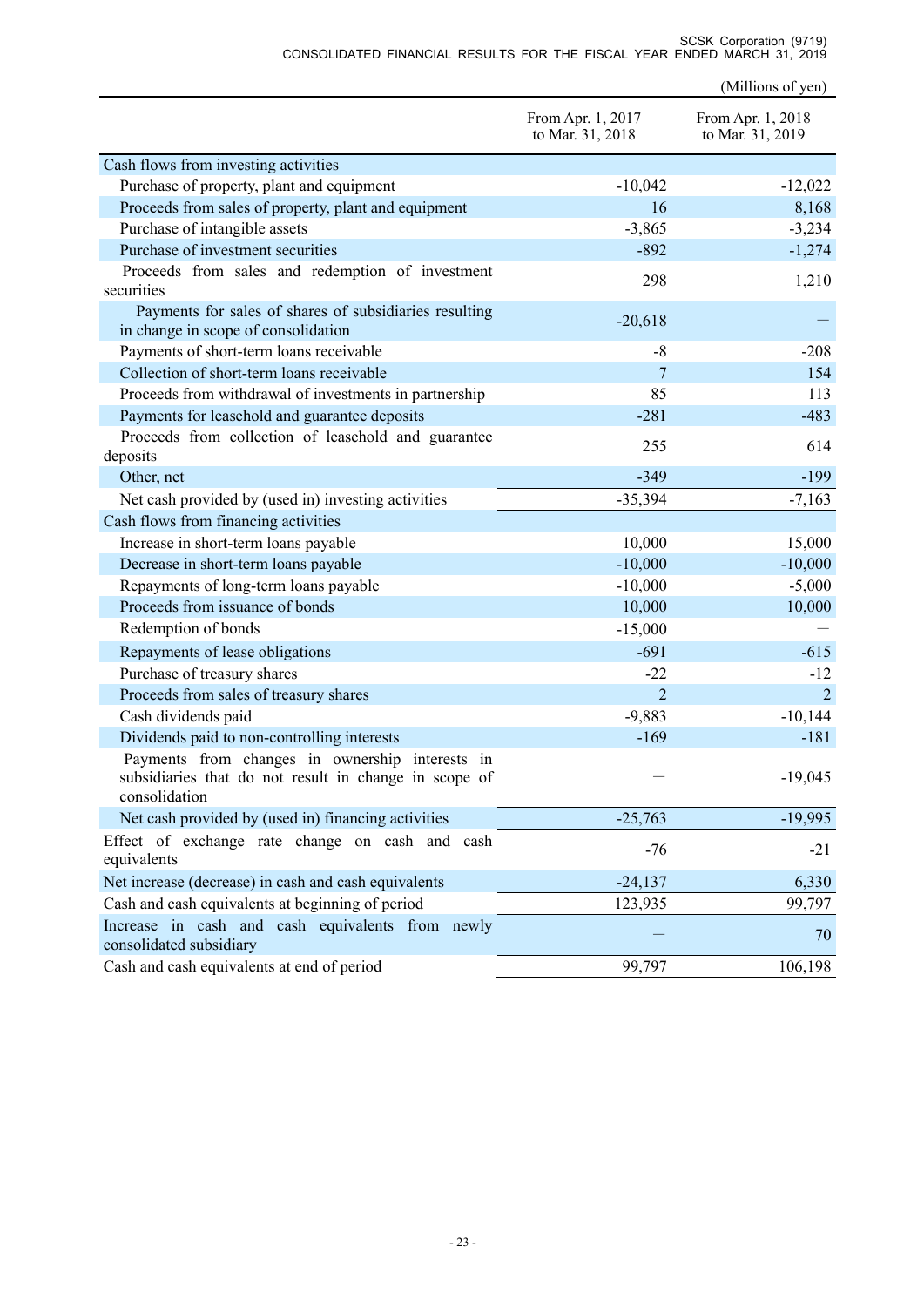(Millions of yen)

| | From Apr. 1, 2017 to Mar. 31, 2018 | From Apr. 1, 2018 to Mar. 31, 2019 |
|---|---|---|
| Cash flows from investing activities | | |
| Purchase of property, plant and equipment | -10,042 | -12,022 |
| Proceeds from sales of property, plant and equipment | 16 | 8,168 |
| Purchase of intangible assets | -3,865 | -3,234 |
| Purchase of investment securities | -892 | -1,274 |
| Proceeds from sales and redemption of investment securities | 298 | 1,210 |
| Payments for sales of shares of subsidiaries resulting in change in scope of consolidation | -20,618 | — |
| Payments of short-term loans receivable | -8 | -208 |
| Collection of short-term loans receivable | 7 | 154 |
| Proceeds from withdrawal of investments in partnership | 85 | 113 |
| Payments for leasehold and guarantee deposits | -281 | -483 |
| Proceeds from collection of leasehold and guarantee deposits | 255 | 614 |
| Other, net | -349 | -199 |
| Net cash provided by (used in) investing activities | -35,394 | -7,163 |
| Cash flows from financing activities | | |
| Increase in short-term loans payable | 10,000 | 15,000 |
| Decrease in short-term loans payable | -10,000 | -10,000 |
| Repayments of long-term loans payable | -10,000 | -5,000 |
| Proceeds from issuance of bonds | 10,000 | 10,000 |
| Redemption of bonds | -15,000 | — |
| Repayments of lease obligations | -691 | -615 |
| Purchase of treasury shares | -22 | -12 |
| Proceeds from sales of treasury shares | 2 | 2 |
| Cash dividends paid | -9,883 | -10,144 |
| Dividends paid to non-controlling interests | -169 | -181 |
| Payments from changes in ownership interests in subsidiaries that do not result in change in scope of consolidation | — | -19,045 |
| Net cash provided by (used in) financing activities | -25,763 | -19,995 |
| Effect of exchange rate change on cash and cash equivalents | -76 | -21 |
| Net increase (decrease) in cash and cash equivalents | -24,137 | 6,330 |
| Cash and cash equivalents at beginning of period | 123,935 | 99,797 |
| Increase in cash and cash equivalents from newly consolidated subsidiary | — | 70 |
| Cash and cash equivalents at end of period | 99,797 | 106,198 |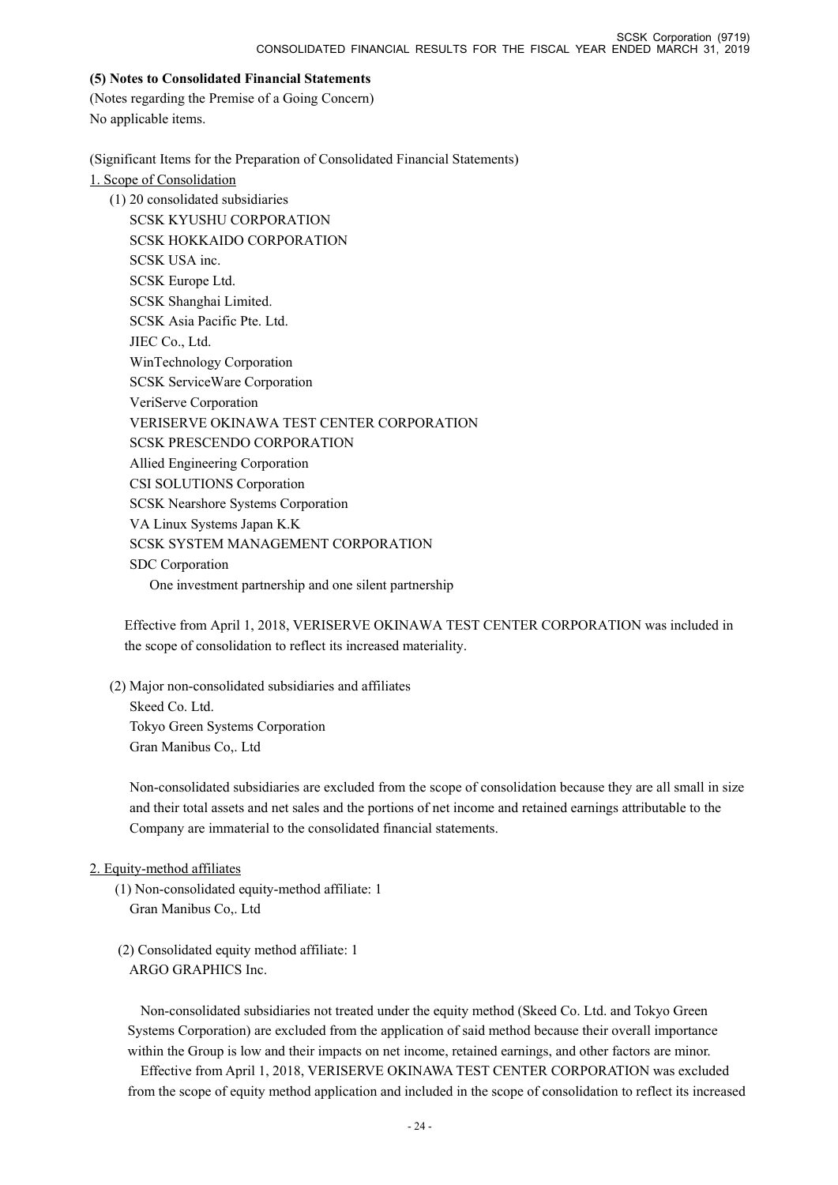### (5) Notes to Consolidated Financial Statements

(Notes regarding the Premise of a Going Concern)

No applicable items.

(Significant Items for the Preparation of Consolidated Financial Statements)

1. Scope of Consolidation

(1) 20 consolidated subsidiaries

SCSK KYUSHU CORPORATION
SCSK HOKKAIDO CORPORATION
SCSK USA inc.
SCSK Europe Ltd.
SCSK Shanghai Limited.
SCSK Asia Pacific Pte. Ltd.
JIEC Co., Ltd.
WinTechnology Corporation
SCSK ServiceWare Corporation
VeriServe Corporation
VERISERVE OKINAWA TEST CENTER CORPORATION
SCSK PRESCENDO CORPORATION
Allied Engineering Corporation
CSI SOLUTIONS Corporation
SCSK Nearshore Systems Corporation
VA Linux Systems Japan K.K
SCSK SYSTEM MANAGEMENT CORPORATION
SDC Corporation
One investment partnership and one silent partnership

Effective from April 1, 2018, VERISERVE OKINAWA TEST CENTER CORPORATION was included in the scope of consolidation to reflect its increased materiality.

(2) Major non-consolidated subsidiaries and affiliates

Skeed Co. Ltd.
Tokyo Green Systems Corporation
Gran Manibus Co,. Ltd

Non-consolidated subsidiaries are excluded from the scope of consolidation because they are all small in size and their total assets and net sales and the portions of net income and retained earnings attributable to the Company are immaterial to the consolidated financial statements.

2. Equity-method affiliates

(1) Non-consolidated equity-method affiliate: 1
Gran Manibus Co,. Ltd

(2) Consolidated equity method affiliate: 1
ARGO GRAPHICS Inc.

Non-consolidated subsidiaries not treated under the equity method (Skeed Co. Ltd. and Tokyo Green Systems Corporation) are excluded from the application of said method because their overall importance within the Group is low and their impacts on net income, retained earnings, and other factors are minor.

Effective from April 1, 2018, VERISERVE OKINAWA TEST CENTER CORPORATION was excluded from the scope of equity method application and included in the scope of consolidation to reflect its increased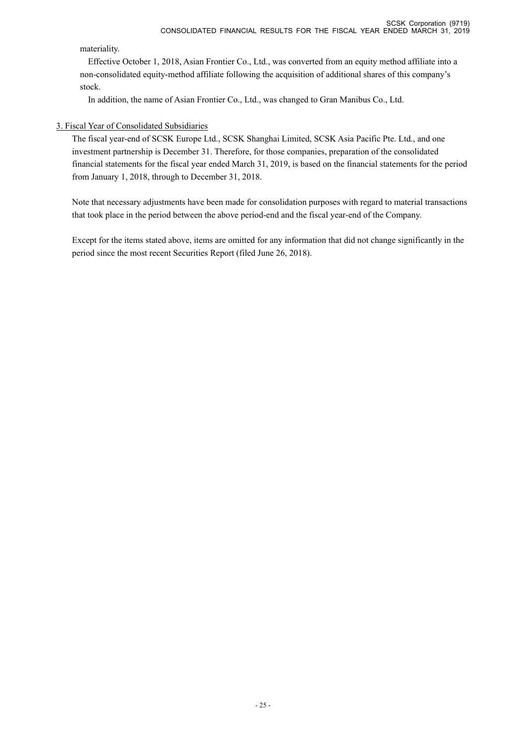materiality.

Effective October 1, 2018, Asian Frontier Co., Ltd., was converted from an equity method affiliate into a non-consolidated equity-method affiliate following the acquisition of additional shares of this company's stock.

In addition, the name of Asian Frontier Co., Ltd., was changed to Gran Manibus Co., Ltd.

## 3. Fiscal Year of Consolidated Subsidiaries

The fiscal year-end of SCSK Europe Ltd., SCSK Shanghai Limited, SCSK Asia Pacific Pte. Ltd., and one investment partnership is December 31. Therefore, for those companies, preparation of the consolidated financial statements for the fiscal year ended March 31, 2019, is based on the financial statements for the period from January 1, 2018, through to December 31, 2018.

Note that necessary adjustments have been made for consolidation purposes with regard to material transactions that took place in the period between the above period-end and the fiscal year-end of the Company.

Except for the items stated above, items are omitted for any information that did not change significantly in the period since the most recent Securities Report (filed June 26, 2018).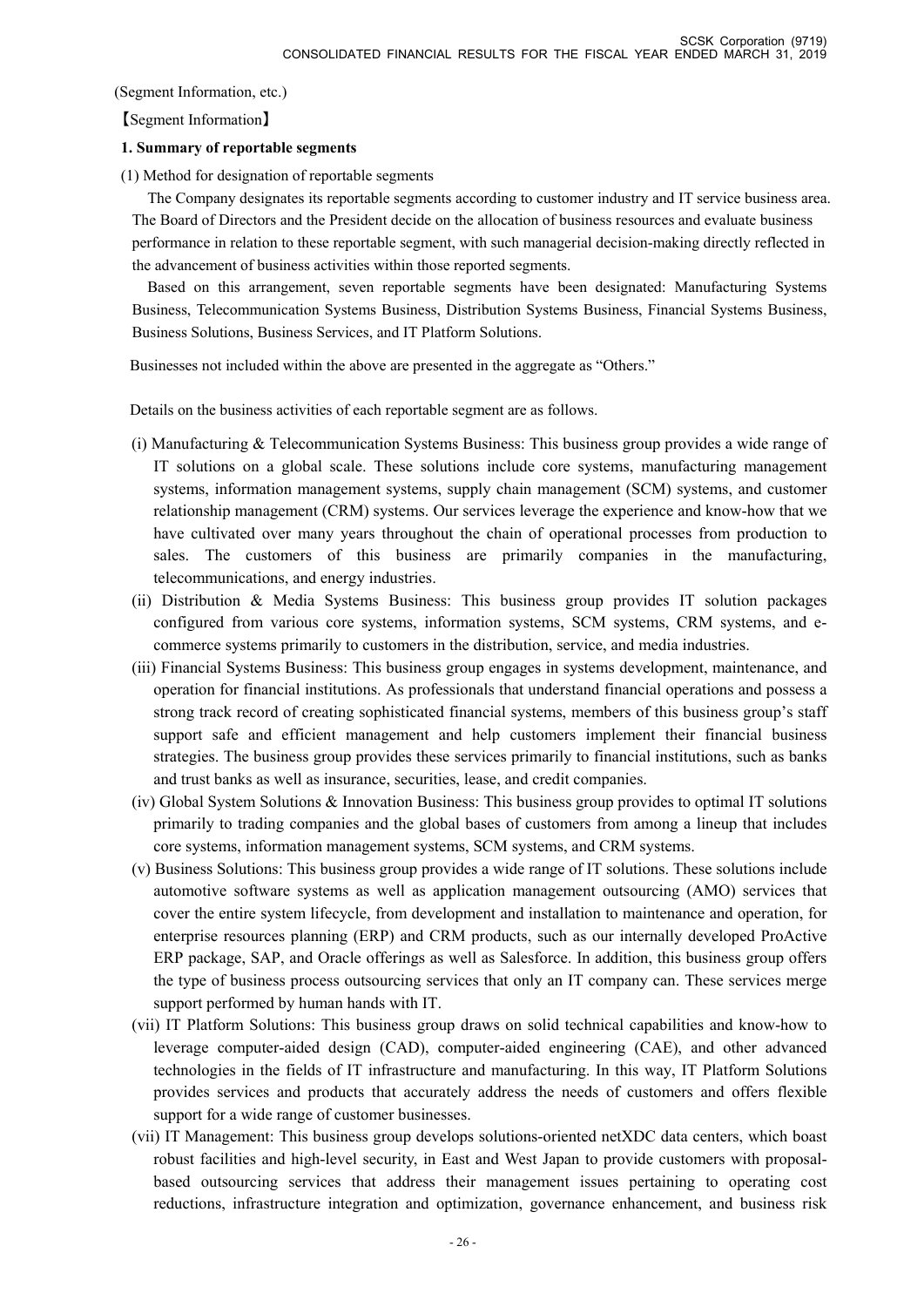(Segment Information, etc.)

【Segment Information】

**1. Summary of reportable segments**

(1) Method for designation of reportable segments

The Company designates its reportable segments according to customer industry and IT service business area. The Board of Directors and the President decide on the allocation of business resources and evaluate business performance in relation to these reportable segment, with such managerial decision-making directly reflected in the advancement of business activities within those reported segments.

Based on this arrangement, seven reportable segments have been designated: Manufacturing Systems Business, Telecommunication Systems Business, Distribution Systems Business, Financial Systems Business, Business Solutions, Business Services, and IT Platform Solutions.

Businesses not included within the above are presented in the aggregate as "Others."

Details on the business activities of each reportable segment are as follows.

(i) Manufacturing & Telecommunication Systems Business: This business group provides a wide range of IT solutions on a global scale. These solutions include core systems, manufacturing management systems, information management systems, supply chain management (SCM) systems, and customer relationship management (CRM) systems. Our services leverage the experience and know-how that we have cultivated over many years throughout the chain of operational processes from production to sales. The customers of this business are primarily companies in the manufacturing, telecommunications, and energy industries.

(ii) Distribution & Media Systems Business: This business group provides IT solution packages configured from various core systems, information systems, SCM systems, CRM systems, and e-commerce systems primarily to customers in the distribution, service, and media industries.

(iii) Financial Systems Business: This business group engages in systems development, maintenance, and operation for financial institutions. As professionals that understand financial operations and possess a strong track record of creating sophisticated financial systems, members of this business group's staff support safe and efficient management and help customers implement their financial business strategies. The business group provides these services primarily to financial institutions, such as banks and trust banks as well as insurance, securities, lease, and credit companies.

(iv) Global System Solutions & Innovation Business: This business group provides to optimal IT solutions primarily to trading companies and the global bases of customers from among a lineup that includes core systems, information management systems, SCM systems, and CRM systems.

(v) Business Solutions: This business group provides a wide range of IT solutions. These solutions include automotive software systems as well as application management outsourcing (AMO) services that cover the entire system lifecycle, from development and installation to maintenance and operation, for enterprise resources planning (ERP) and CRM products, such as our internally developed ProActive ERP package, SAP, and Oracle offerings as well as Salesforce. In addition, this business group offers the type of business process outsourcing services that only an IT company can. These services merge support performed by human hands with IT.

(vii) IT Platform Solutions: This business group draws on solid technical capabilities and know-how to leverage computer-aided design (CAD), computer-aided engineering (CAE), and other advanced technologies in the fields of IT infrastructure and manufacturing. In this way, IT Platform Solutions provides services and products that accurately address the needs of customers and offers flexible support for a wide range of customer businesses.

(vii) IT Management: This business group develops solutions-oriented netXDC data centers, which boast robust facilities and high-level security, in East and West Japan to provide customers with proposal-based outsourcing services that address their management issues pertaining to operating cost reductions, infrastructure integration and optimization, governance enhancement, and business risk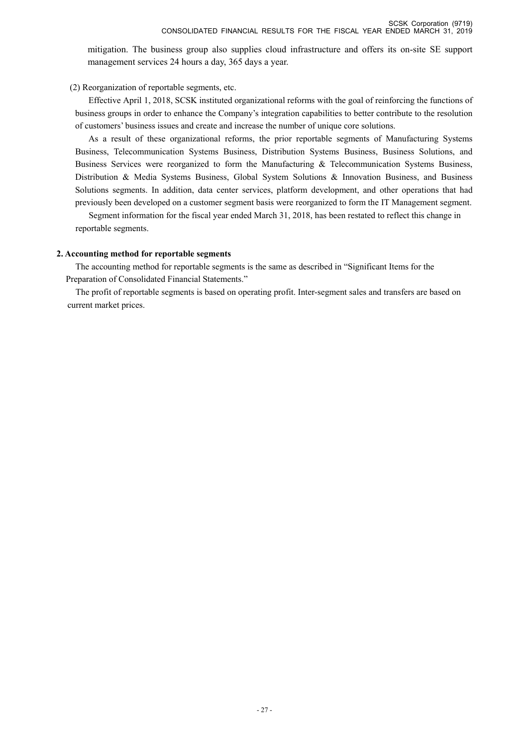mitigation. The business group also supplies cloud infrastructure and offers its on-site SE support management services 24 hours a day, 365 days a year.

(2) Reorganization of reportable segments, etc.

Effective April 1, 2018, SCSK instituted organizational reforms with the goal of reinforcing the functions of business groups in order to enhance the Company's integration capabilities to better contribute to the resolution of customers' business issues and create and increase the number of unique core solutions.

As a result of these organizational reforms, the prior reportable segments of Manufacturing Systems Business, Telecommunication Systems Business, Distribution Systems Business, Business Solutions, and Business Services were reorganized to form the Manufacturing & Telecommunication Systems Business, Distribution & Media Systems Business, Global System Solutions & Innovation Business, and Business Solutions segments. In addition, data center services, platform development, and other operations that had previously been developed on a customer segment basis were reorganized to form the IT Management segment.

Segment information for the fiscal year ended March 31, 2018, has been restated to reflect this change in reportable segments.

## 2. Accounting method for reportable segments

The accounting method for reportable segments is the same as described in "Significant Items for the Preparation of Consolidated Financial Statements."

The profit of reportable segments is based on operating profit. Inter-segment sales and transfers are based on current market prices.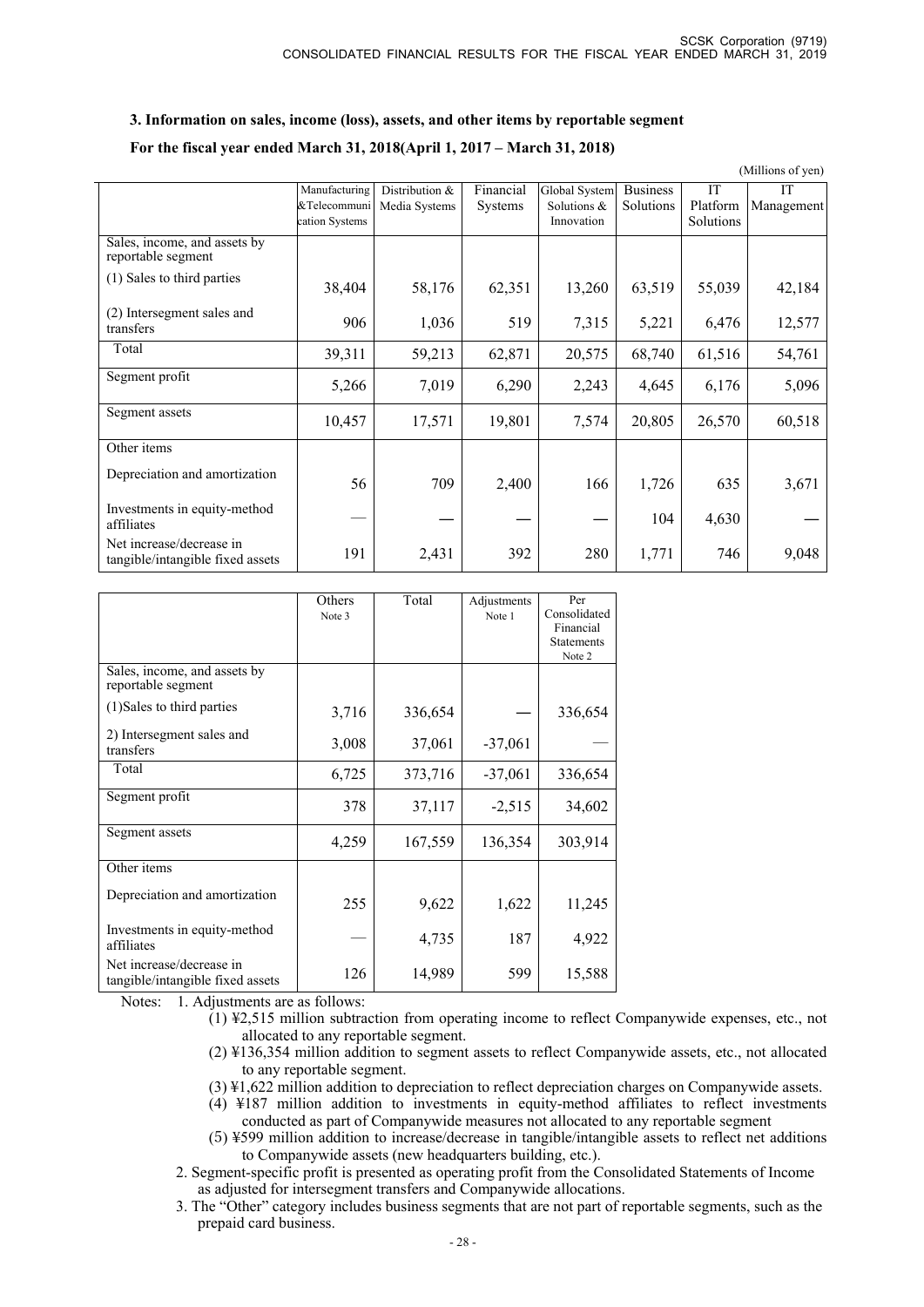### 3. Information on sales, income (loss), assets, and other items by reportable segment

**For the fiscal year ended March 31, 2018(April 1, 2017 – March 31, 2018)**

(Millions of yen)

| | Manufacturing &Telecommunication Systems | Distribution & Media Systems | Financial Systems | Global System Solutions & Innovation | Business Solutions | IT Platform Solutions | IT Management |
|---|---|---|---|---|---|---|---|
| Sales, income, and assets by reportable segment | | | | | | | |
| (1) Sales to third parties | 38,404 | 58,176 | 62,351 | 13,260 | 63,519 | 55,039 | 42,184 |
| (2) Intersegment sales and transfers | 906 | 1,036 | 519 | 7,315 | 5,221 | 6,476 | 12,577 |
| Total | 39,311 | 59,213 | 62,871 | 20,575 | 68,740 | 61,516 | 54,761 |
| Segment profit | 5,266 | 7,019 | 6,290 | 2,243 | 4,645 | 6,176 | 5,096 |
| Segment assets | 10,457 | 17,571 | 19,801 | 7,574 | 20,805 | 26,570 | 60,518 |
| Other items | | | | | | | |
| Depreciation and amortization | 56 | 709 | 2,400 | 166 | 1,726 | 635 | 3,671 |
| Investments in equity-method affiliates | — | — | — | — | 104 | 4,630 | — |
| Net increase/decrease in tangible/intangible fixed assets | 191 | 2,431 | 392 | 280 | 1,771 | 746 | 9,048 |

| | Others Note 3 | Total | Adjustments Note 1 | Per Consolidated Financial Statements Note 2 |
|---|---|---|---|---|
| Sales, income, and assets by reportable segment | | | | |
| (1)Sales to third parties | 3,716 | 336,654 | — | 336,654 |
| 2) Intersegment sales and transfers | 3,008 | 37,061 | -37,061 | — |
| Total | 6,725 | 373,716 | -37,061 | 336,654 |
| Segment profit | 378 | 37,117 | -2,515 | 34,602 |
| Segment assets | 4,259 | 167,559 | 136,354 | 303,914 |
| Other items | | | | |
| Depreciation and amortization | 255 | 9,622 | 1,622 | 11,245 |
| Investments in equity-method affiliates | — | 4,735 | 187 | 4,922 |
| Net increase/decrease in tangible/intangible fixed assets | 126 | 14,989 | 599 | 15,588 |

Notes: 1. Adjustments are as follows:
(1) ¥2,515 million subtraction from operating income to reflect Companywide expenses, etc., not allocated to any reportable segment.
(2) ¥136,354 million addition to segment assets to reflect Companywide assets, etc., not allocated to any reportable segment.
(3) ¥1,622 million addition to depreciation to reflect depreciation charges on Companywide assets.
(4) ¥187 million addition to investments in equity-method affiliates to reflect investments conducted as part of Companywide measures not allocated to any reportable segment
(5) ¥599 million addition to increase/decrease in tangible/intangible assets to reflect net additions to Companywide assets (new headquarters building, etc.).

2. Segment-specific profit is presented as operating profit from the Consolidated Statements of Income as adjusted for intersegment transfers and Companywide allocations.

3. The "Other" category includes business segments that are not part of reportable segments, such as the prepaid card business.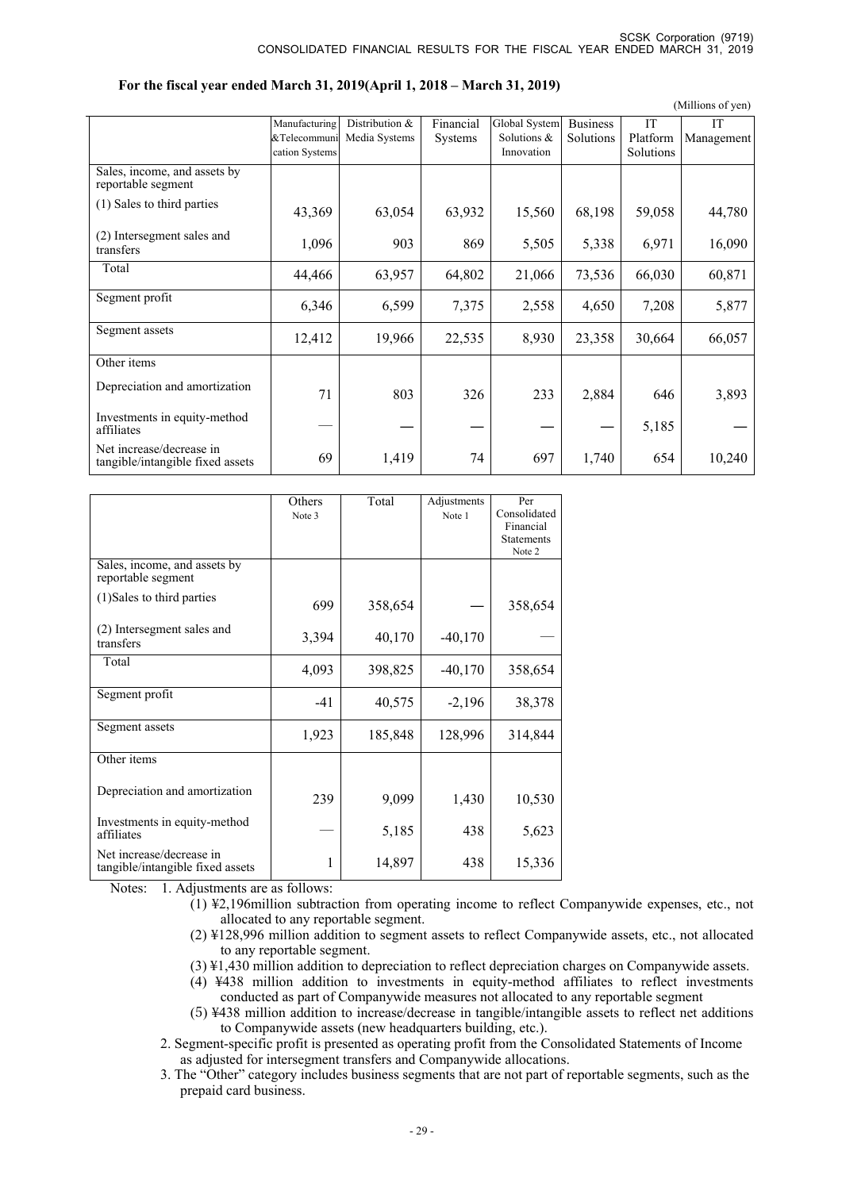### For the fiscal year ended March 31, 2019(April 1, 2018 – March 31, 2019)

(Millions of yen)

| | Manufacturing &Telecommunication Systems | Distribution & Media Systems | Financial Systems | Global System Solutions & Innovation | Business Solutions | IT Platform Solutions | IT Management |
|---|---|---|---|---|---|---|---|
| Sales, income, and assets by reportable segment | | | | | | | |
| (1) Sales to third parties | 43,369 | 63,054 | 63,932 | 15,560 | 68,198 | 59,058 | 44,780 |
| (2) Intersegment sales and transfers | 1,096 | 903 | 869 | 5,505 | 5,338 | 6,971 | 16,090 |
| Total | 44,466 | 63,957 | 64,802 | 21,066 | 73,536 | 66,030 | 60,871 |
| Segment profit | 6,346 | 6,599 | 7,375 | 2,558 | 4,650 | 7,208 | 5,877 |
| Segment assets | 12,412 | 19,966 | 22,535 | 8,930 | 23,358 | 30,664 | 66,057 |
| Other items | | | | | | | |
| Depreciation and amortization | 71 | 803 | 326 | 233 | 2,884 | 646 | 3,893 |
| Investments in equity-method affiliates | — | — | — | — | — | 5,185 | — |
| Net increase/decrease in tangible/intangible fixed assets | 69 | 1,419 | 74 | 697 | 1,740 | 654 | 10,240 |

| | Others Note 3 | Total | Adjustments Note 1 | Per Consolidated Financial Statements Note 2 |
|---|---|---|---|---|
| Sales, income, and assets by reportable segment | | | | |
| (1)Sales to third parties | 699 | 358,654 | — | 358,654 |
| (2) Intersegment sales and transfers | 3,394 | 40,170 | -40,170 | — |
| Total | 4,093 | 398,825 | -40,170 | 358,654 |
| Segment profit | -41 | 40,575 | -2,196 | 38,378 |
| Segment assets | 1,923 | 185,848 | 128,996 | 314,844 |
| Other items | | | | |
| Depreciation and amortization | 239 | 9,099 | 1,430 | 10,530 |
| Investments in equity-method affiliates | — | 5,185 | 438 | 5,623 |
| Net increase/decrease in tangible/intangible fixed assets | 1 | 14,897 | 438 | 15,336 |

Notes: 1. Adjustments are as follows:

(1) ¥2,196million subtraction from operating income to reflect Companywide expenses, etc., not allocated to any reportable segment.

(2) ¥128,996 million addition to segment assets to reflect Companywide assets, etc., not allocated to any reportable segment.

(3) ¥1,430 million addition to depreciation to reflect depreciation charges on Companywide assets.

(4) ¥438 million addition to investments in equity-method affiliates to reflect investments conducted as part of Companywide measures not allocated to any reportable segment

(5) ¥438 million addition to increase/decrease in tangible/intangible assets to reflect net additions to Companywide assets (new headquarters building, etc.).

2. Segment-specific profit is presented as operating profit from the Consolidated Statements of Income as adjusted for intersegment transfers and Companywide allocations.

3. The "Other" category includes business segments that are not part of reportable segments, such as the prepaid card business.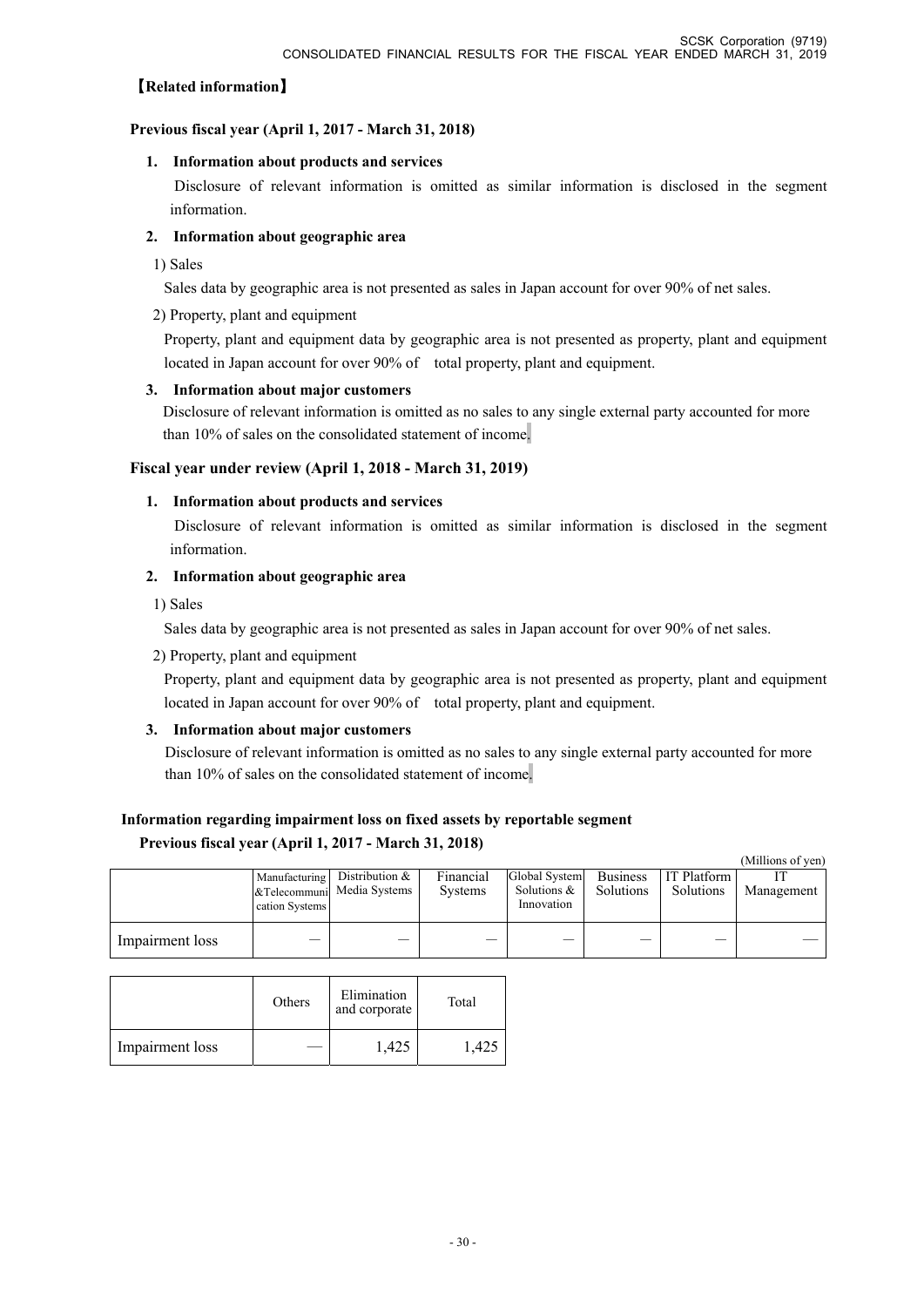## 【Related information】

### Previous fiscal year (April 1, 2017 - March 31, 2018)

**1. Information about products and services**

Disclosure of relevant information is omitted as similar information is disclosed in the segment information.

**2. Information about geographic area**

1) Sales

Sales data by geographic area is not presented as sales in Japan account for over 90% of net sales.

2) Property, plant and equipment

Property, plant and equipment data by geographic area is not presented as property, plant and equipment located in Japan account for over 90% of total property, plant and equipment.

**3. Information about major customers**

Disclosure of relevant information is omitted as no sales to any single external party accounted for more than 10% of sales on the consolidated statement of income.

### Fiscal year under review (April 1, 2018 - March 31, 2019)

**1. Information about products and services**

Disclosure of relevant information is omitted as similar information is disclosed in the segment information.

**2. Information about geographic area**

1) Sales

Sales data by geographic area is not presented as sales in Japan account for over 90% of net sales.

2) Property, plant and equipment

Property, plant and equipment data by geographic area is not presented as property, plant and equipment located in Japan account for over 90% of total property, plant and equipment.

**3. Information about major customers**

Disclosure of relevant information is omitted as no sales to any single external party accounted for more than 10% of sales on the consolidated statement of income.

### Information regarding impairment loss on fixed assets by reportable segment

**Previous fiscal year (April 1, 2017 - March 31, 2018)**

(Millions of yen)

| | Manufacturing &Telecommunication Systems | Distribution & Media Systems | Financial Systems | Global System Solutions & Innovation | Business Solutions | IT Platform Solutions | IT Management |
|---|---|---|---|---|---|---|---|
| Impairment loss | — | — | — | — | — | — | — |

| | Others | Elimination and corporate | Total |
|---|---|---|---|
| Impairment loss | — | 1,425 | 1,425 |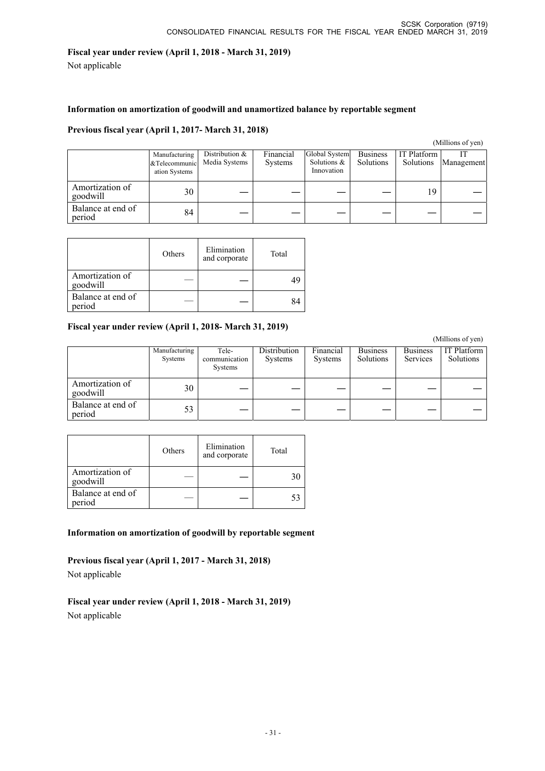**Fiscal year under review (April 1, 2018 - March 31, 2019)**

Not applicable

**Information on amortization of goodwill and unamortized balance by reportable segment**

**Previous fiscal year (April 1, 2017- March 31, 2018)**

(Millions of yen)

| | Manufacturing &Telecommunication Systems | Distribution & Media Systems | Financial Systems | Global System Solutions & Innovation | Business Solutions | IT Platform Solutions | IT Management |
|---|---|---|---|---|---|---|---|
| Amortization of goodwill | 30 | — | — | — | — | 19 | — |
| Balance at end of period | 84 | — | — | — | — | — | — |

| | Others | Elimination and corporate | Total |
|---|---|---|---|
| Amortization of goodwill | — | — | 49 |
| Balance at end of period | — | — | 84 |

**Fiscal year under review (April 1, 2018- March 31, 2019)**

(Millions of yen)

| | Manufacturing Systems | Tele-communication Systems | Distribution Systems | Financial Systems | Business Solutions | Business Services | IT Platform Solutions |
|---|---|---|---|---|---|---|---|
| Amortization of goodwill | 30 | — | — | — | — | — | — |
| Balance at end of period | 53 | — | — | — | — | — | — |

| | Others | Elimination and corporate | Total |
|---|---|---|---|
| Amortization of goodwill | — | — | 30 |
| Balance at end of period | — | — | 53 |

**Information on amortization of goodwill by reportable segment**

**Previous fiscal year (April 1, 2017 - March 31, 2018)**

Not applicable

**Fiscal year under review (April 1, 2018 - March 31, 2019)**

Not applicable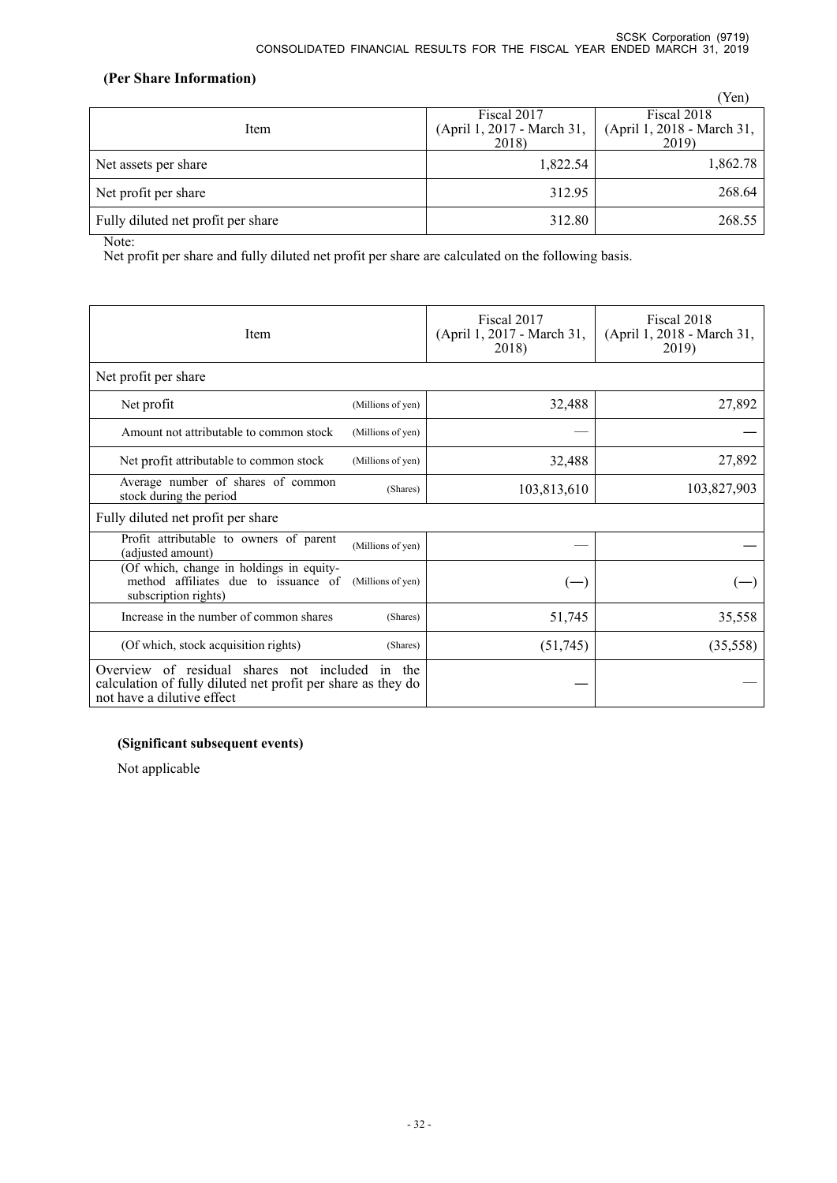### (Per Share Information)

(Yen)

| Item | Fiscal 2017 (April 1, 2017 - March 31, 2018) | Fiscal 2018 (April 1, 2018 - March 31, 2019) |
|---|---|---|
| Net assets per share | 1,822.54 | 1,862.78 |
| Net profit per share | 312.95 | 268.64 |
| Fully diluted net profit per share | 312.80 | 268.55 |

Note:
Net profit per share and fully diluted net profit per share are calculated on the following basis.

| Item | | Fiscal 2017 (April 1, 2017 - March 31, 2018) | Fiscal 2018 (April 1, 2018 - March 31, 2019) |
|---|---|---|---|
| Net profit per share | | | |
| Net profit | (Millions of yen) | 32,488 | 27,892 |
| Amount not attributable to common stock | (Millions of yen) | — | — |
| Net profit attributable to common stock | (Millions of yen) | 32,488 | 27,892 |
| Average number of shares of common stock during the period | (Shares) | 103,813,610 | 103,827,903 |
| Fully diluted net profit per share | | | |
| Profit attributable to owners of parent (adjusted amount) | (Millions of yen) | — | — |
| (Of which, change in holdings in equity-method affiliates due to issuance of subscription rights) | (Millions of yen) | (—) | (—) |
| Increase in the number of common shares | (Shares) | 51,745 | 35,558 |
| (Of which, stock acquisition rights) | (Shares) | (51,745) | (35,558) |
| Overview of residual shares not included in the calculation of fully diluted net profit per share as they do not have a dilutive effect | | — | — |

### (Significant subsequent events)

Not applicable